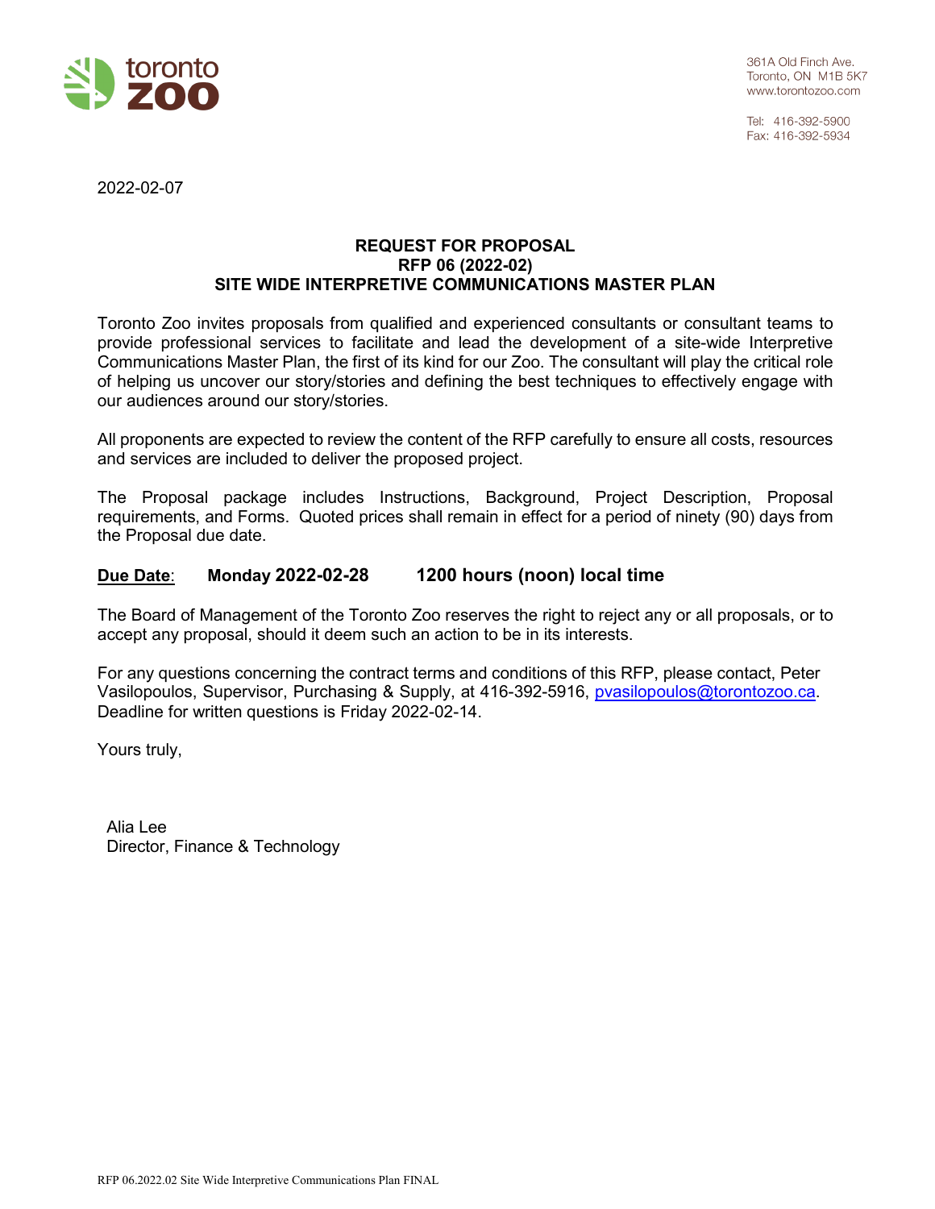toronto zoo

361A Old Finch Ave.
Toronto, ON M1B 5K7
www.torontozoo.com

Tel: 416-392-5900
Fax: 416-392-5934

2022-02-07

**REQUEST FOR PROPOSAL**
**RFP 06 (2022-02)**
**SITE WIDE INTERPRETIVE COMMUNICATIONS MASTER PLAN**

Toronto Zoo invites proposals from qualified and experienced consultants or consultant teams to provide professional services to facilitate and lead the development of a site-wide Interpretive Communications Master Plan, the first of its kind for our Zoo. The consultant will play the critical role of helping us uncover our story/stories and defining the best techniques to effectively engage with our audiences around our story/stories.

All proponents are expected to review the content of the RFP carefully to ensure all costs, resources and services are included to deliver the proposed project.

The Proposal package includes Instructions, Background, Project Description, Proposal requirements, and Forms. Quoted prices shall remain in effect for a period of ninety (90) days from the Proposal due date.

**Due Date**: **Monday 2022-02-28** **1200 hours (noon) local time**

The Board of Management of the Toronto Zoo reserves the right to reject any or all proposals, or to accept any proposal, should it deem such an action to be in its interests.

For any questions concerning the contract terms and conditions of this RFP, please contact, Peter Vasilopoulos, Supervisor, Purchasing & Supply, at 416-392-5916, pvasilopoulos@torontozoo.ca. Deadline for written questions is Friday 2022-02-14.

Yours truly,

Alia Lee
Director, Finance & Technology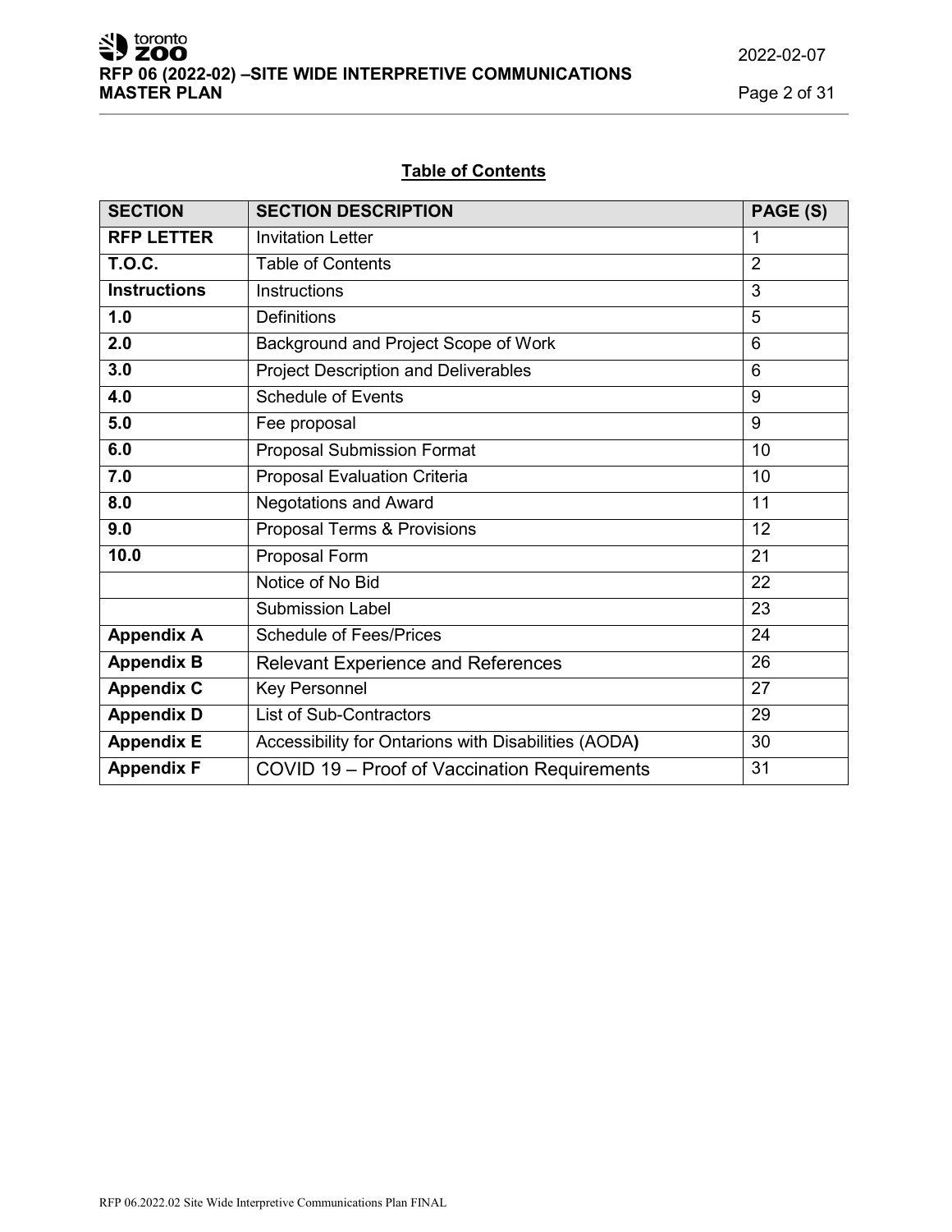## Table of Contents

| SECTION | SECTION DESCRIPTION | PAGE (S) |
|---|---|---|
| **RFP LETTER** | Invitation Letter | 1 |
| **T.O.C.** | Table of Contents | 2 |
| **Instructions** | Instructions | 3 |
| **1.0** | Definitions | 5 |
| **2.0** | Background and Project Scope of Work | 6 |
| **3.0** | Project Description and Deliverables | 6 |
| **4.0** | Schedule of Events | 9 |
| **5.0** | Fee proposal | 9 |
| **6.0** | Proposal Submission Format | 10 |
| **7.0** | Proposal Evaluation Criteria | 10 |
| **8.0** | Negotations and Award | 11 |
| **9.0** | Proposal Terms & Provisions | 12 |
| **10.0** | Proposal Form | 21 |
| | Notice of No Bid | 22 |
| | Submission Label | 23 |
| **Appendix A** | Schedule of Fees/Prices | 24 |
| **Appendix B** | Relevant Experience and References | 26 |
| **Appendix C** | Key Personnel | 27 |
| **Appendix D** | List of Sub-Contractors | 29 |
| **Appendix E** | Accessibility for Ontarions with Disabilities (AODA) | 30 |
| **Appendix F** | COVID 19 – Proof of Vaccination Requirements | 31 |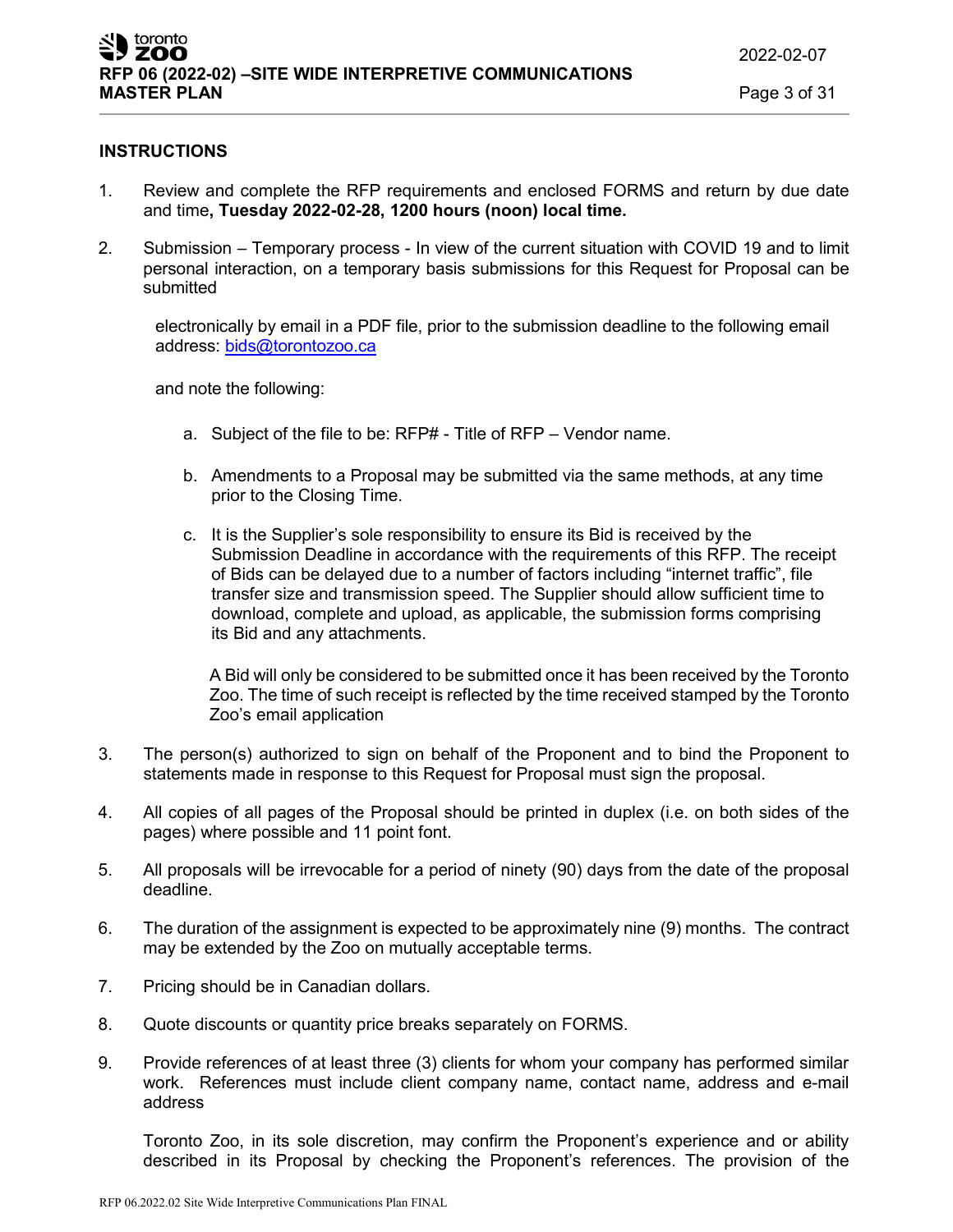## INSTRUCTIONS

1. Review and complete the RFP requirements and enclosed FORMS and return by due date and time**, Tuesday 2022-02-28, 1200 hours (noon) local time.**

2. Submission – Temporary process - In view of the current situation with COVID 19 and to limit personal interaction, on a temporary basis submissions for this Request for Proposal can be submitted

   electronically by email in a PDF file, prior to the submission deadline to the following email address: bids@torontozoo.ca

   and note the following:

   a. Subject of the file to be: RFP# - Title of RFP – Vendor name.

   b. Amendments to a Proposal may be submitted via the same methods, at any time prior to the Closing Time.

   c. It is the Supplier's sole responsibility to ensure its Bid is received by the Submission Deadline in accordance with the requirements of this RFP. The receipt of Bids can be delayed due to a number of factors including "internet traffic", file transfer size and transmission speed. The Supplier should allow sufficient time to download, complete and upload, as applicable, the submission forms comprising its Bid and any attachments.

      A Bid will only be considered to be submitted once it has been received by the Toronto Zoo. The time of such receipt is reflected by the time received stamped by the Toronto Zoo's email application

3. The person(s) authorized to sign on behalf of the Proponent and to bind the Proponent to statements made in response to this Request for Proposal must sign the proposal.

4. All copies of all pages of the Proposal should be printed in duplex (i.e. on both sides of the pages) where possible and 11 point font.

5. All proposals will be irrevocable for a period of ninety (90) days from the date of the proposal deadline.

6. The duration of the assignment is expected to be approximately nine (9) months. The contract may be extended by the Zoo on mutually acceptable terms.

7. Pricing should be in Canadian dollars.

8. Quote discounts or quantity price breaks separately on FORMS.

9. Provide references of at least three (3) clients for whom your company has performed similar work. References must include client company name, contact name, address and e-mail address

   Toronto Zoo, in its sole discretion, may confirm the Proponent's experience and or ability described in its Proposal by checking the Proponent's references. The provision of the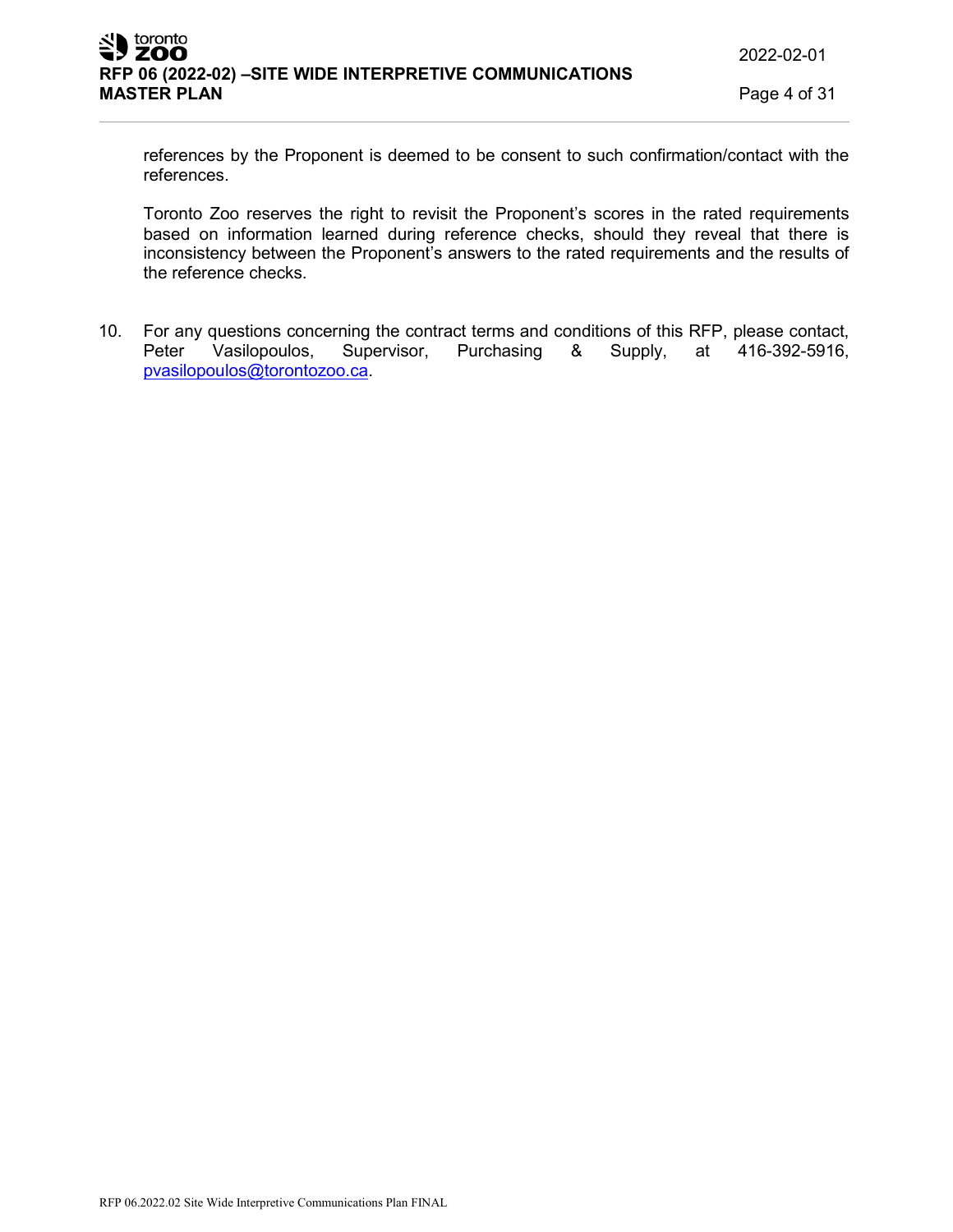references by the Proponent is deemed to be consent to such confirmation/contact with the references.

Toronto Zoo reserves the right to revisit the Proponent's scores in the rated requirements based on information learned during reference checks, should they reveal that there is inconsistency between the Proponent's answers to the rated requirements and the results of the reference checks.

10. For any questions concerning the contract terms and conditions of this RFP, please contact, Peter Vasilopoulos, Supervisor, Purchasing & Supply, at 416-392-5916, pvasilopoulos@torontozoo.ca.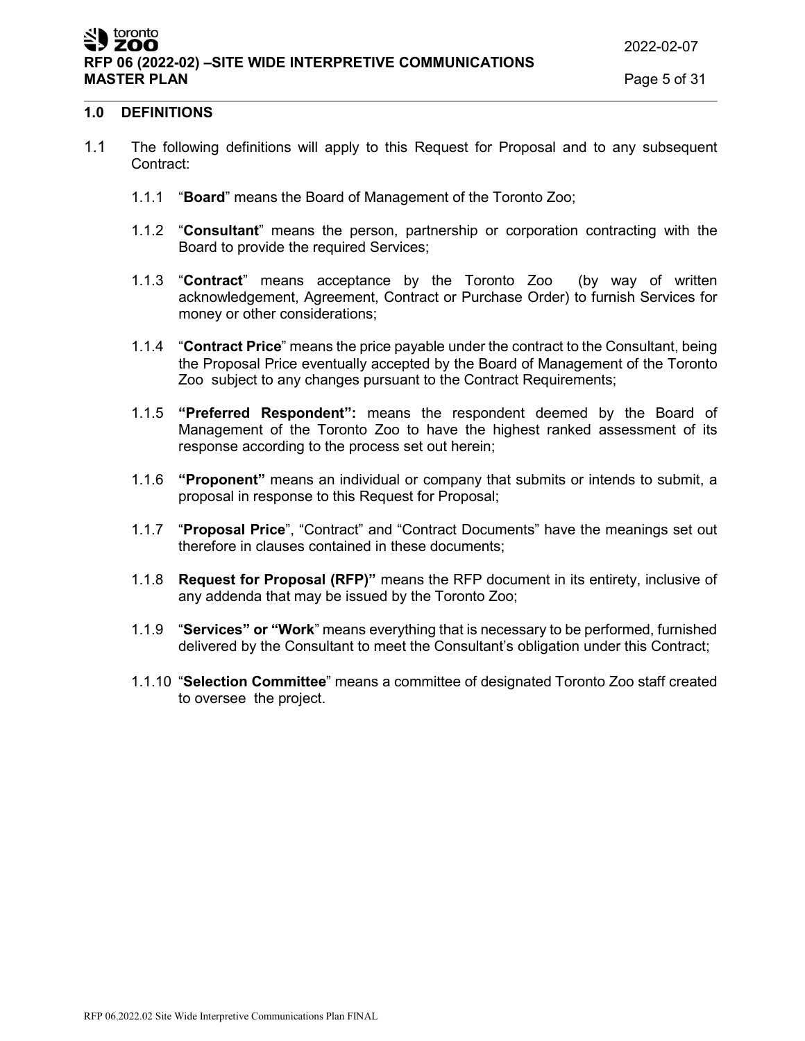## 1.0 DEFINITIONS

1.1 The following definitions will apply to this Request for Proposal and to any subsequent Contract:

1.1.1 "**Board**" means the Board of Management of the Toronto Zoo;

1.1.2 "**Consultant**" means the person, partnership or corporation contracting with the Board to provide the required Services;

1.1.3 "**Contract**" means acceptance by the Toronto Zoo (by way of written acknowledgement, Agreement, Contract or Purchase Order) to furnish Services for money or other considerations;

1.1.4 "**Contract Price**" means the price payable under the contract to the Consultant, being the Proposal Price eventually accepted by the Board of Management of the Toronto Zoo subject to any changes pursuant to the Contract Requirements;

1.1.5 **"Preferred Respondent":** means the respondent deemed by the Board of Management of the Toronto Zoo to have the highest ranked assessment of its response according to the process set out herein;

1.1.6 **"Proponent"** means an individual or company that submits or intends to submit, a proposal in response to this Request for Proposal;

1.1.7 "**Proposal Price**", "Contract" and "Contract Documents" have the meanings set out therefore in clauses contained in these documents;

1.1.8 **Request for Proposal (RFP)"** means the RFP document in its entirety, inclusive of any addenda that may be issued by the Toronto Zoo;

1.1.9 "**Services" or "Work**" means everything that is necessary to be performed, furnished delivered by the Consultant to meet the Consultant's obligation under this Contract;

1.1.10 "**Selection Committee**" means a committee of designated Toronto Zoo staff created to oversee the project.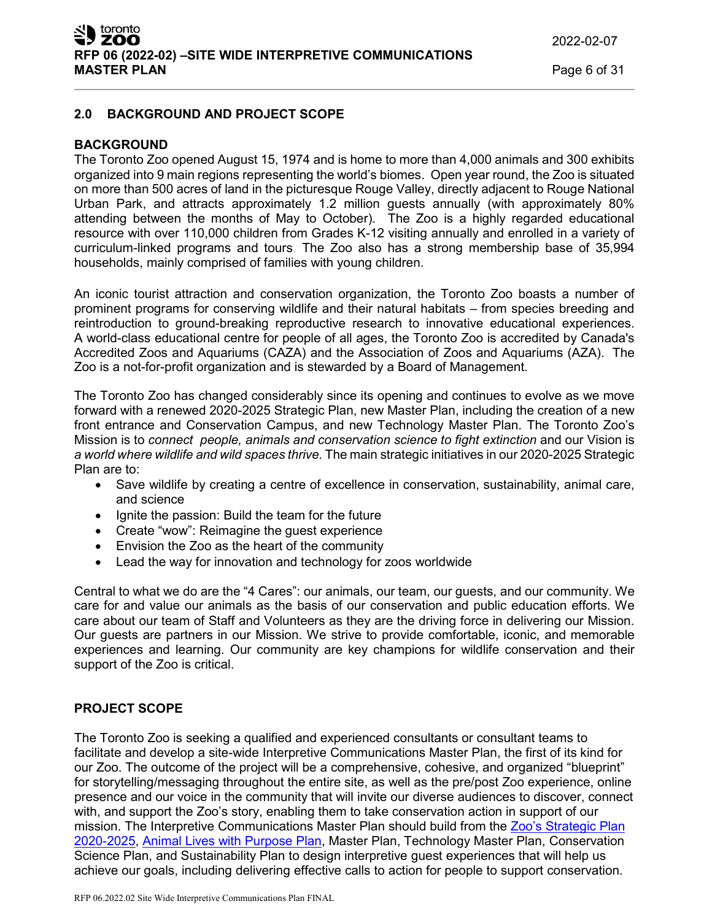## 2.0 BACKGROUND AND PROJECT SCOPE

### BACKGROUND

The Toronto Zoo opened August 15, 1974 and is home to more than 4,000 animals and 300 exhibits organized into 9 main regions representing the world's biomes. Open year round, the Zoo is situated on more than 500 acres of land in the picturesque Rouge Valley, directly adjacent to Rouge National Urban Park, and attracts approximately 1.2 million guests annually (with approximately 80% attending between the months of May to October). The Zoo is a highly regarded educational resource with over 110,000 children from Grades K-12 visiting annually and enrolled in a variety of curriculum-linked programs and tours. The Zoo also has a strong membership base of 35,994 households, mainly comprised of families with young children.

An iconic tourist attraction and conservation organization, the Toronto Zoo boasts a number of prominent programs for conserving wildlife and their natural habitats – from species breeding and reintroduction to ground-breaking reproductive research to innovative educational experiences. A world-class educational centre for people of all ages, the Toronto Zoo is accredited by Canada's Accredited Zoos and Aquariums (CAZA) and the Association of Zoos and Aquariums (AZA). The Zoo is a not-for-profit organization and is stewarded by a Board of Management.

The Toronto Zoo has changed considerably since its opening and continues to evolve as we move forward with a renewed 2020-2025 Strategic Plan, new Master Plan, including the creation of a new front entrance and Conservation Campus, and new Technology Master Plan. The Toronto Zoo's Mission is to *connect people, animals and conservation science to fight extinction* and our Vision is *a world where wildlife and wild spaces thrive.* The main strategic initiatives in our 2020-2025 Strategic Plan are to:

- Save wildlife by creating a centre of excellence in conservation, sustainability, animal care, and science
- Ignite the passion: Build the team for the future
- Create "wow": Reimagine the guest experience
- Envision the Zoo as the heart of the community
- Lead the way for innovation and technology for zoos worldwide

Central to what we do are the "4 Cares": our animals, our team, our guests, and our community. We care for and value our animals as the basis of our conservation and public education efforts. We care about our team of Staff and Volunteers as they are the driving force in delivering our Mission. Our guests are partners in our Mission. We strive to provide comfortable, iconic, and memorable experiences and learning. Our community are key champions for wildlife conservation and their support of the Zoo is critical.

### PROJECT SCOPE

The Toronto Zoo is seeking a qualified and experienced consultants or consultant teams to facilitate and develop a site-wide Interpretive Communications Master Plan, the first of its kind for our Zoo. The outcome of the project will be a comprehensive, cohesive, and organized "blueprint" for storytelling/messaging throughout the entire site, as well as the pre/post Zoo experience, online presence and our voice in the community that will invite our diverse audiences to discover, connect with, and support the Zoo's story, enabling them to take conservation action in support of our mission. The Interpretive Communications Master Plan should build from the Zoo's Strategic Plan 2020-2025, Animal Lives with Purpose Plan, Master Plan, Technology Master Plan, Conservation Science Plan, and Sustainability Plan to design interpretive guest experiences that will help us achieve our goals, including delivering effective calls to action for people to support conservation.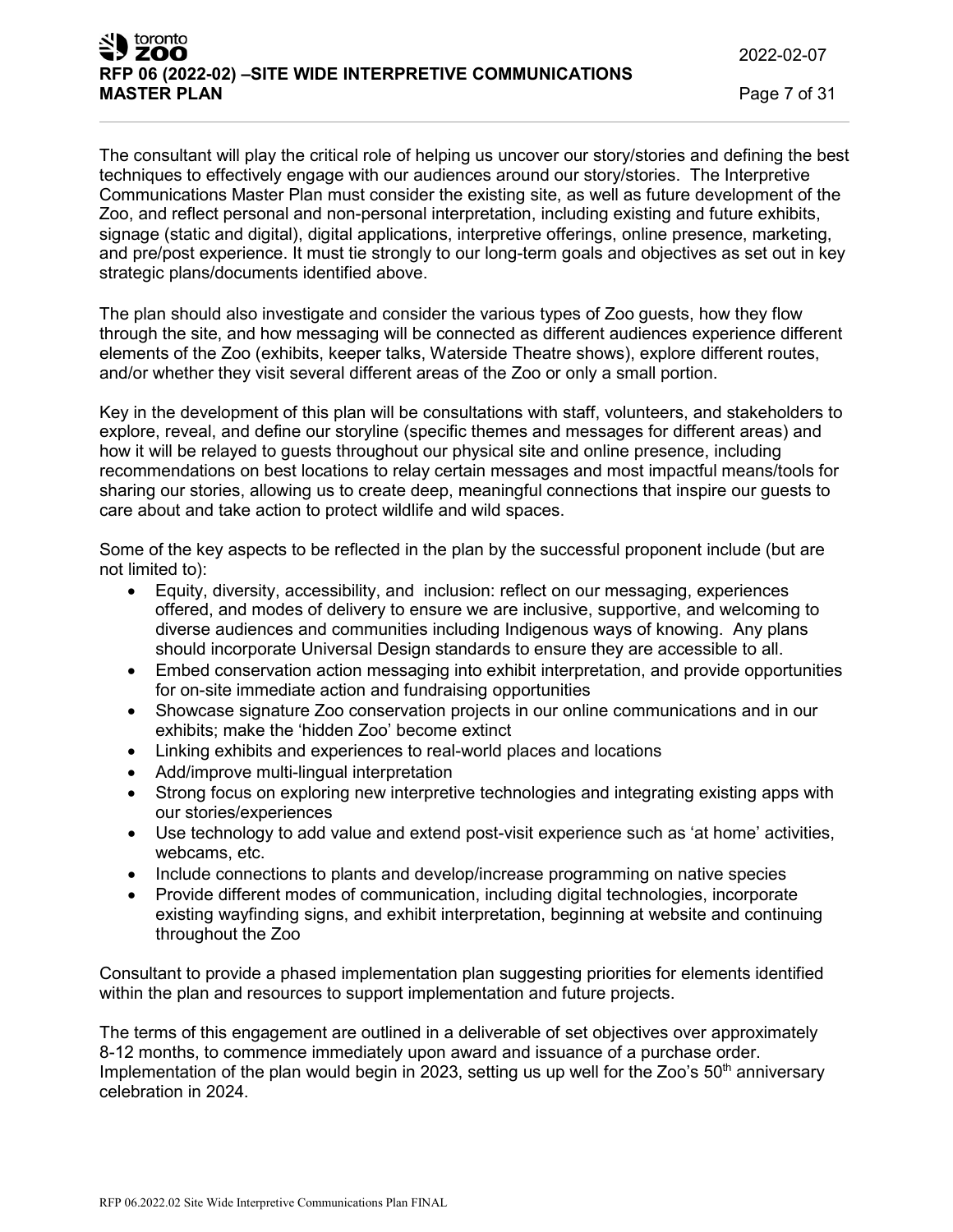The consultant will play the critical role of helping us uncover our story/stories and defining the best techniques to effectively engage with our audiences around our story/stories. The Interpretive Communications Master Plan must consider the existing site, as well as future development of the Zoo, and reflect personal and non-personal interpretation, including existing and future exhibits, signage (static and digital), digital applications, interpretive offerings, online presence, marketing, and pre/post experience. It must tie strongly to our long-term goals and objectives as set out in key strategic plans/documents identified above.

The plan should also investigate and consider the various types of Zoo guests, how they flow through the site, and how messaging will be connected as different audiences experience different elements of the Zoo (exhibits, keeper talks, Waterside Theatre shows), explore different routes, and/or whether they visit several different areas of the Zoo or only a small portion.

Key in the development of this plan will be consultations with staff, volunteers, and stakeholders to explore, reveal, and define our storyline (specific themes and messages for different areas) and how it will be relayed to guests throughout our physical site and online presence, including recommendations on best locations to relay certain messages and most impactful means/tools for sharing our stories, allowing us to create deep, meaningful connections that inspire our guests to care about and take action to protect wildlife and wild spaces.

Some of the key aspects to be reflected in the plan by the successful proponent include (but are not limited to):

- Equity, diversity, accessibility, and inclusion: reflect on our messaging, experiences offered, and modes of delivery to ensure we are inclusive, supportive, and welcoming to diverse audiences and communities including Indigenous ways of knowing. Any plans should incorporate Universal Design standards to ensure they are accessible to all.
- Embed conservation action messaging into exhibit interpretation, and provide opportunities for on-site immediate action and fundraising opportunities
- Showcase signature Zoo conservation projects in our online communications and in our exhibits; make the 'hidden Zoo' become extinct
- Linking exhibits and experiences to real-world places and locations
- Add/improve multi-lingual interpretation
- Strong focus on exploring new interpretive technologies and integrating existing apps with our stories/experiences
- Use technology to add value and extend post-visit experience such as 'at home' activities, webcams, etc.
- Include connections to plants and develop/increase programming on native species
- Provide different modes of communication, including digital technologies, incorporate existing wayfinding signs, and exhibit interpretation, beginning at website and continuing throughout the Zoo

Consultant to provide a phased implementation plan suggesting priorities for elements identified within the plan and resources to support implementation and future projects.

The terms of this engagement are outlined in a deliverable of set objectives over approximately 8-12 months, to commence immediately upon award and issuance of a purchase order. Implementation of the plan would begin in 2023, setting us up well for the Zoo's 50th anniversary celebration in 2024.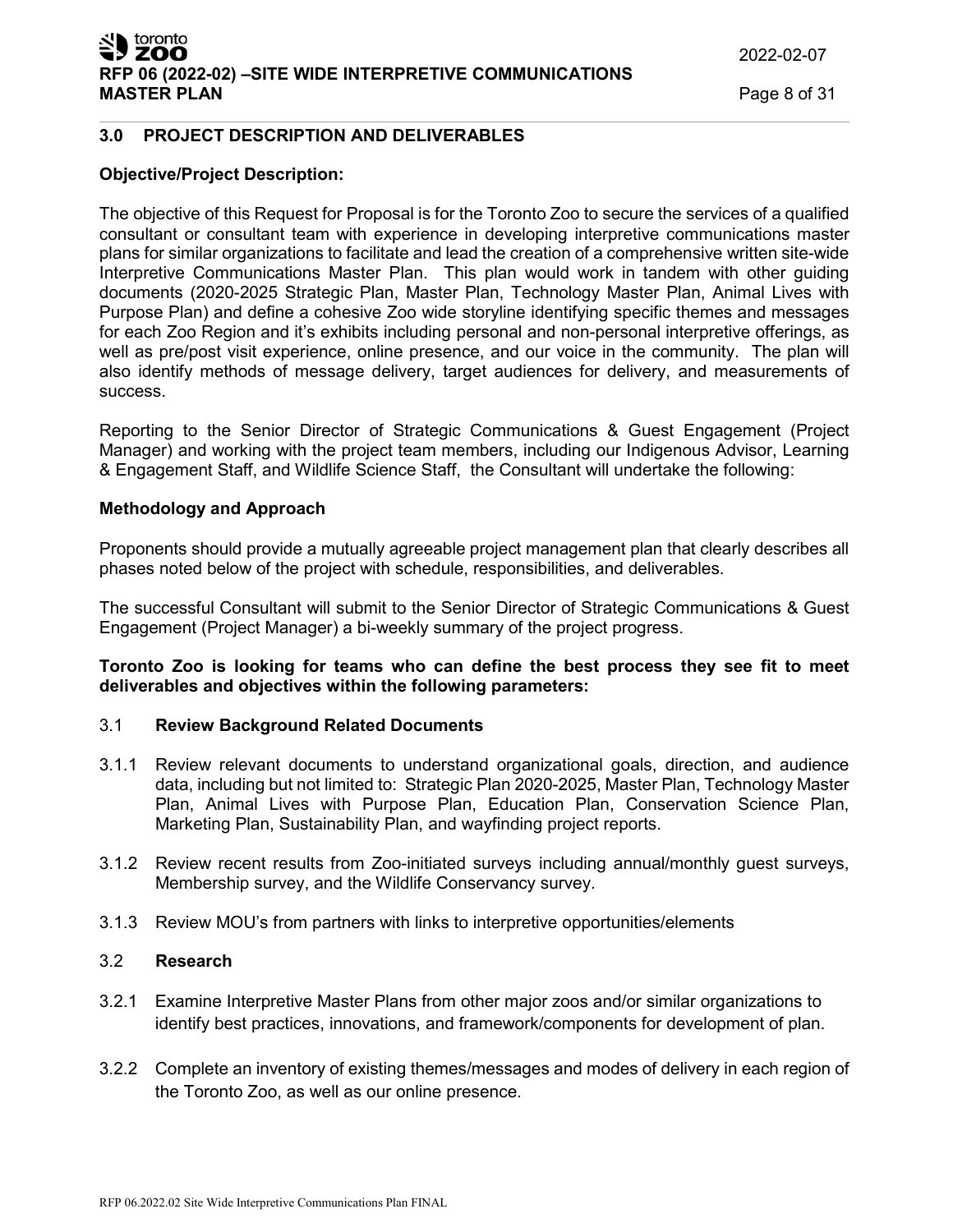## 3.0 PROJECT DESCRIPTION AND DELIVERABLES

**Objective/Project Description:**

The objective of this Request for Proposal is for the Toronto Zoo to secure the services of a qualified consultant or consultant team with experience in developing interpretive communications master plans for similar organizations to facilitate and lead the creation of a comprehensive written site-wide Interpretive Communications Master Plan. This plan would work in tandem with other guiding documents (2020-2025 Strategic Plan, Master Plan, Technology Master Plan, Animal Lives with Purpose Plan) and define a cohesive Zoo wide storyline identifying specific themes and messages for each Zoo Region and it's exhibits including personal and non-personal interpretive offerings, as well as pre/post visit experience, online presence, and our voice in the community. The plan will also identify methods of message delivery, target audiences for delivery, and measurements of success.

Reporting to the Senior Director of Strategic Communications & Guest Engagement (Project Manager) and working with the project team members, including our Indigenous Advisor, Learning & Engagement Staff, and Wildlife Science Staff, the Consultant will undertake the following:

**Methodology and Approach**

Proponents should provide a mutually agreeable project management plan that clearly describes all phases noted below of the project with schedule, responsibilities, and deliverables.

The successful Consultant will submit to the Senior Director of Strategic Communications & Guest Engagement (Project Manager) a bi-weekly summary of the project progress.

**Toronto Zoo is looking for teams who can define the best process they see fit to meet deliverables and objectives within the following parameters:**

### 3.1 Review Background Related Documents

3.1.1 Review relevant documents to understand organizational goals, direction, and audience data, including but not limited to: Strategic Plan 2020-2025, Master Plan, Technology Master Plan, Animal Lives with Purpose Plan, Education Plan, Conservation Science Plan, Marketing Plan, Sustainability Plan, and wayfinding project reports.

3.1.2 Review recent results from Zoo-initiated surveys including annual/monthly guest surveys, Membership survey, and the Wildlife Conservancy survey.

3.1.3 Review MOU's from partners with links to interpretive opportunities/elements

### 3.2 Research

3.2.1 Examine Interpretive Master Plans from other major zoos and/or similar organizations to identify best practices, innovations, and framework/components for development of plan.

3.2.2 Complete an inventory of existing themes/messages and modes of delivery in each region of the Toronto Zoo, as well as our online presence.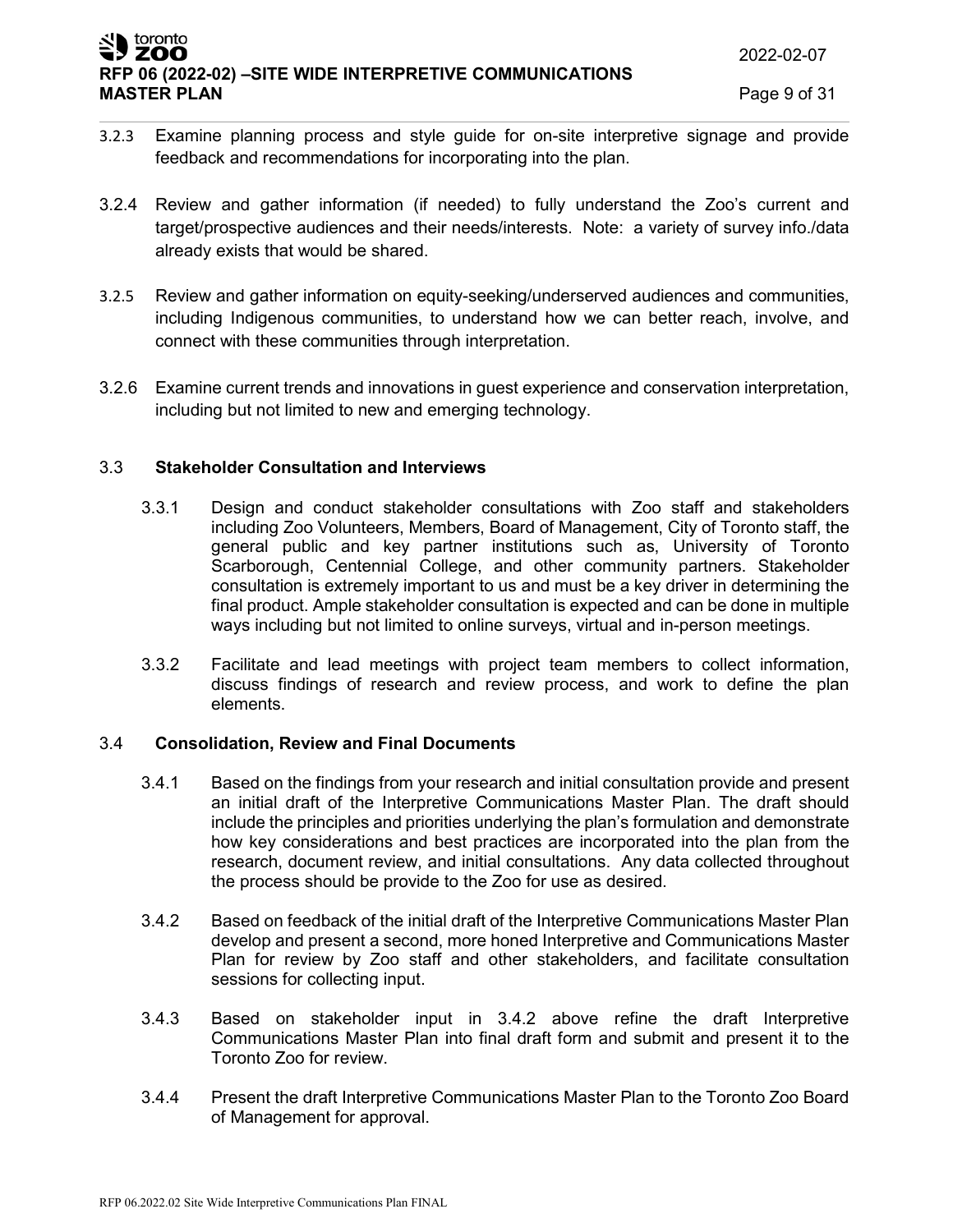3.2.3 Examine planning process and style guide for on-site interpretive signage and provide feedback and recommendations for incorporating into the plan.

3.2.4 Review and gather information (if needed) to fully understand the Zoo's current and target/prospective audiences and their needs/interests. Note: a variety of survey info./data already exists that would be shared.

3.2.5 Review and gather information on equity-seeking/underserved audiences and communities, including Indigenous communities, to understand how we can better reach, involve, and connect with these communities through interpretation.

3.2.6 Examine current trends and innovations in guest experience and conservation interpretation, including but not limited to new and emerging technology.

### 3.3 Stakeholder Consultation and Interviews

3.3.1 Design and conduct stakeholder consultations with Zoo staff and stakeholders including Zoo Volunteers, Members, Board of Management, City of Toronto staff, the general public and key partner institutions such as, University of Toronto Scarborough, Centennial College, and other community partners. Stakeholder consultation is extremely important to us and must be a key driver in determining the final product. Ample stakeholder consultation is expected and can be done in multiple ways including but not limited to online surveys, virtual and in-person meetings.

3.3.2 Facilitate and lead meetings with project team members to collect information, discuss findings of research and review process, and work to define the plan elements.

### 3.4 Consolidation, Review and Final Documents

3.4.1 Based on the findings from your research and initial consultation provide and present an initial draft of the Interpretive Communications Master Plan. The draft should include the principles and priorities underlying the plan's formulation and demonstrate how key considerations and best practices are incorporated into the plan from the research, document review, and initial consultations. Any data collected throughout the process should be provide to the Zoo for use as desired.

3.4.2 Based on feedback of the initial draft of the Interpretive Communications Master Plan develop and present a second, more honed Interpretive and Communications Master Plan for review by Zoo staff and other stakeholders, and facilitate consultation sessions for collecting input.

3.4.3 Based on stakeholder input in 3.4.2 above refine the draft Interpretive Communications Master Plan into final draft form and submit and present it to the Toronto Zoo for review.

3.4.4 Present the draft Interpretive Communications Master Plan to the Toronto Zoo Board of Management for approval.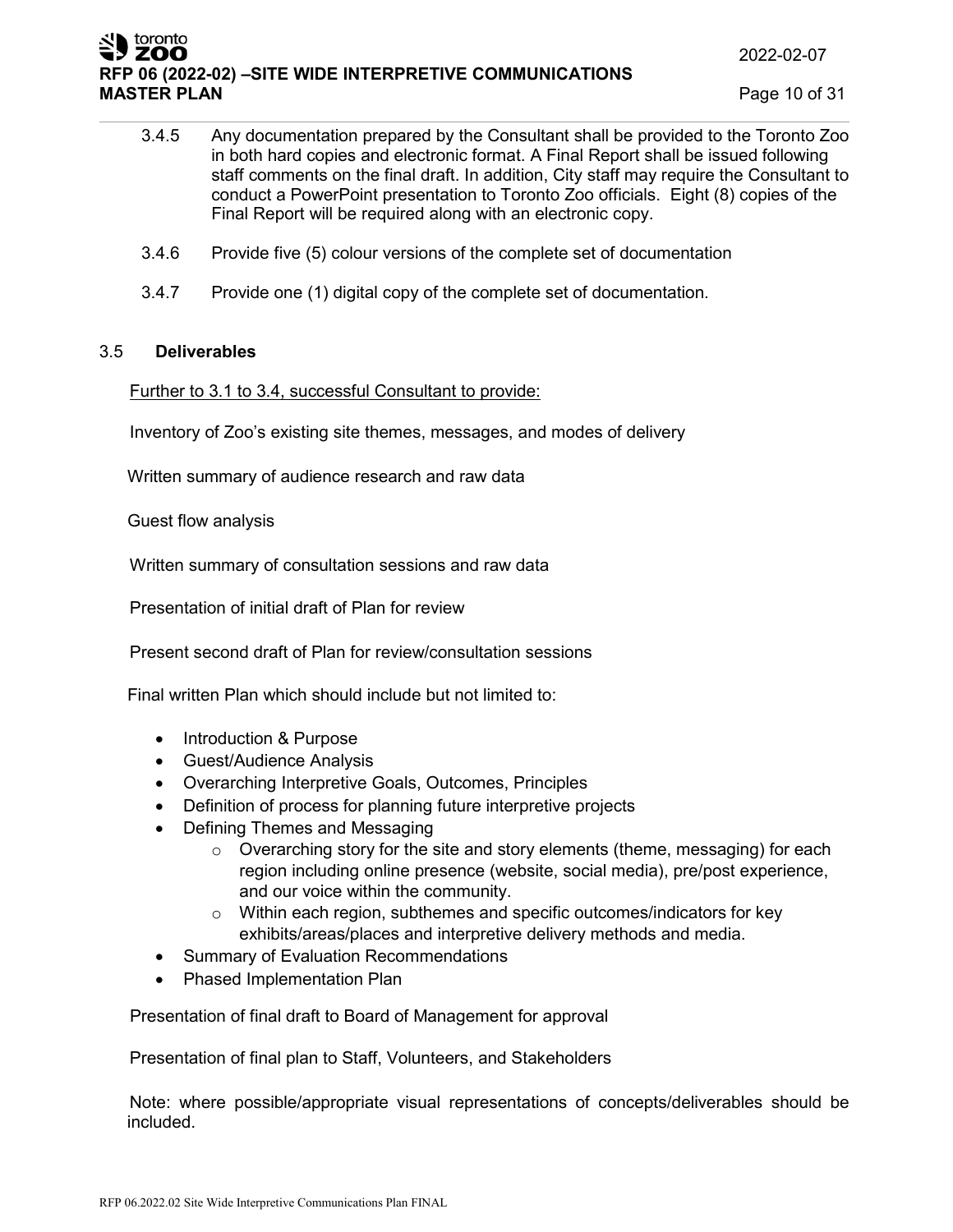3.4.5 Any documentation prepared by the Consultant shall be provided to the Toronto Zoo in both hard copies and electronic format. A Final Report shall be issued following staff comments on the final draft. In addition, City staff may require the Consultant to conduct a PowerPoint presentation to Toronto Zoo officials. Eight (8) copies of the Final Report will be required along with an electronic copy.

3.4.6 Provide five (5) colour versions of the complete set of documentation

3.4.7 Provide one (1) digital copy of the complete set of documentation.

### 3.5 Deliverables

Further to 3.1 to 3.4, successful Consultant to provide:

Inventory of Zoo's existing site themes, messages, and modes of delivery

Written summary of audience research and raw data

Guest flow analysis

Written summary of consultation sessions and raw data

Presentation of initial draft of Plan for review

Present second draft of Plan for review/consultation sessions

Final written Plan which should include but not limited to:

- Introduction & Purpose
- Guest/Audience Analysis
- Overarching Interpretive Goals, Outcomes, Principles
- Definition of process for planning future interpretive projects
- Defining Themes and Messaging
  - Overarching story for the site and story elements (theme, messaging) for each region including online presence (website, social media), pre/post experience, and our voice within the community.
  - Within each region, subthemes and specific outcomes/indicators for key exhibits/areas/places and interpretive delivery methods and media.
- Summary of Evaluation Recommendations
- Phased Implementation Plan

Presentation of final draft to Board of Management for approval

Presentation of final plan to Staff, Volunteers, and Stakeholders

Note: where possible/appropriate visual representations of concepts/deliverables should be included.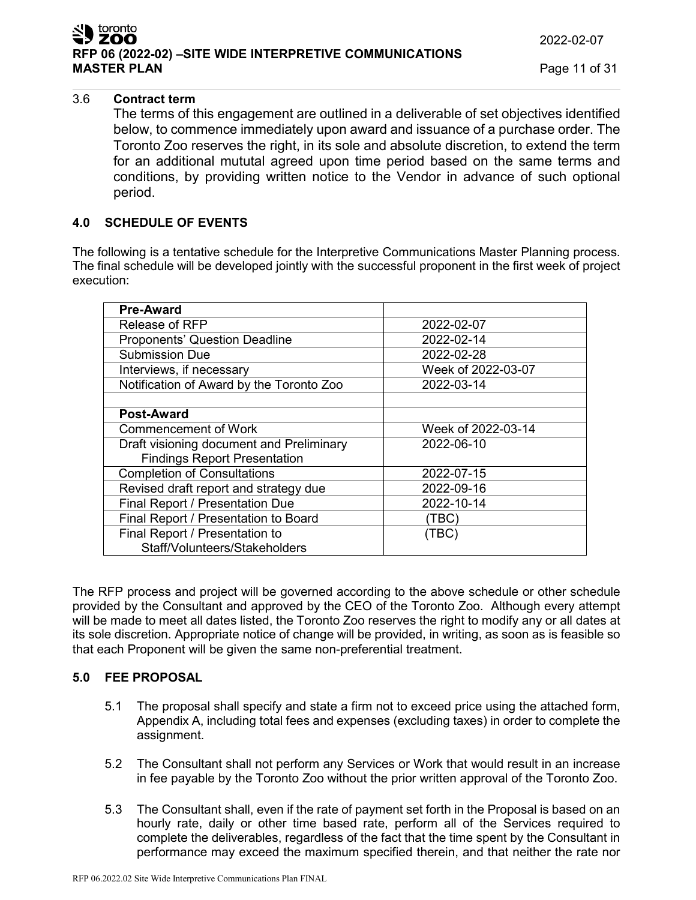3.6 **Contract term**

The terms of this engagement are outlined in a deliverable of set objectives identified below, to commence immediately upon award and issuance of a purchase order. The Toronto Zoo reserves the right, in its sole and absolute discretion, to extend the term for an additional mututal agreed upon time period based on the same terms and conditions, by providing written notice to the Vendor in advance of such optional period.

## 4.0 SCHEDULE OF EVENTS

The following is a tentative schedule for the Interpretive Communications Master Planning process. The final schedule will be developed jointly with the successful proponent in the first week of project execution:

| **Pre-Award** | |
|---|---|
| Release of RFP | 2022-02-07 |
| Proponents' Question Deadline | 2022-02-14 |
| Submission Due | 2022-02-28 |
| Interviews, if necessary | Week of 2022-03-07 |
| Notification of Award by the Toronto Zoo | 2022-03-14 |
| | |
| **Post-Award** | |
| Commencement of Work | Week of 2022-03-14 |
| Draft visioning document and Preliminary Findings Report Presentation | 2022-06-10 |
| Completion of Consultations | 2022-07-15 |
| Revised draft report and strategy due | 2022-09-16 |
| Final Report / Presentation Due | 2022-10-14 |
| Final Report / Presentation to Board | (TBC) |
| Final Report / Presentation to Staff/Volunteers/Stakeholders | (TBC) |

The RFP process and project will be governed according to the above schedule or other schedule provided by the Consultant and approved by the CEO of the Toronto Zoo. Although every attempt will be made to meet all dates listed, the Toronto Zoo reserves the right to modify any or all dates at its sole discretion. Appropriate notice of change will be provided, in writing, as soon as is feasible so that each Proponent will be given the same non-preferential treatment.

## 5.0 FEE PROPOSAL

5.1 The proposal shall specify and state a firm not to exceed price using the attached form, Appendix A, including total fees and expenses (excluding taxes) in order to complete the assignment.

5.2 The Consultant shall not perform any Services or Work that would result in an increase in fee payable by the Toronto Zoo without the prior written approval of the Toronto Zoo.

5.3 The Consultant shall, even if the rate of payment set forth in the Proposal is based on an hourly rate, daily or other time based rate, perform all of the Services required to complete the deliverables, regardless of the fact that the time spent by the Consultant in performance may exceed the maximum specified therein, and that neither the rate nor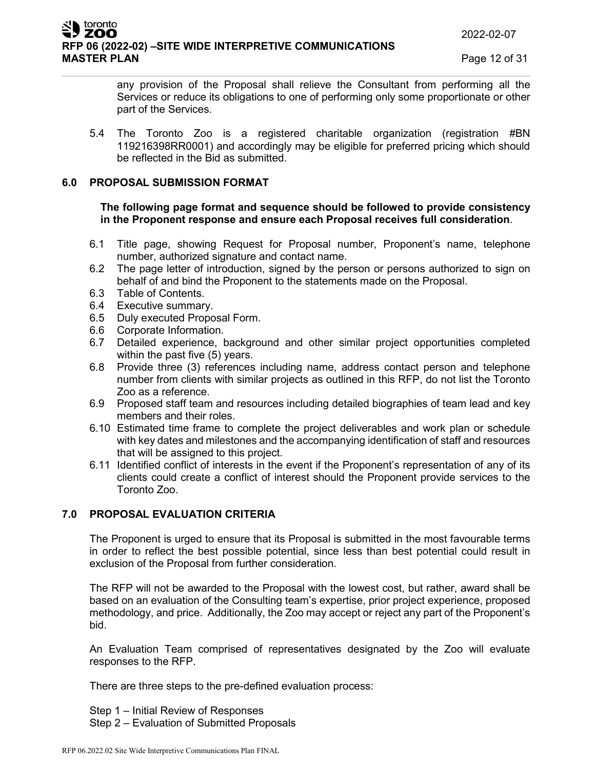any provision of the Proposal shall relieve the Consultant from performing all the Services or reduce its obligations to one of performing only some proportionate or other part of the Services.

5.4 The Toronto Zoo is a registered charitable organization (registration #BN 119216398RR0001) and accordingly may be eligible for preferred pricing which should be reflected in the Bid as submitted.

## 6.0 PROPOSAL SUBMISSION FORMAT

**The following page format and sequence should be followed to provide consistency in the Proponent response and ensure each Proposal receives full consideration**.

6.1 Title page, showing Request for Proposal number, Proponent's name, telephone number, authorized signature and contact name.
6.2 The page letter of introduction, signed by the person or persons authorized to sign on behalf of and bind the Proponent to the statements made on the Proposal.
6.3 Table of Contents.
6.4 Executive summary.
6.5 Duly executed Proposal Form.
6.6 Corporate Information.
6.7 Detailed experience, background and other similar project opportunities completed within the past five (5) years.
6.8 Provide three (3) references including name, address contact person and telephone number from clients with similar projects as outlined in this RFP, do not list the Toronto Zoo as a reference.
6.9 Proposed staff team and resources including detailed biographies of team lead and key members and their roles.
6.10 Estimated time frame to complete the project deliverables and work plan or schedule with key dates and milestones and the accompanying identification of staff and resources that will be assigned to this project.
6.11 Identified conflict of interests in the event if the Proponent's representation of any of its clients could create a conflict of interest should the Proponent provide services to the Toronto Zoo.

## 7.0 PROPOSAL EVALUATION CRITERIA

The Proponent is urged to ensure that its Proposal is submitted in the most favourable terms in order to reflect the best possible potential, since less than best potential could result in exclusion of the Proposal from further consideration.

The RFP will not be awarded to the Proposal with the lowest cost, but rather, award shall be based on an evaluation of the Consulting team's expertise, prior project experience, proposed methodology, and price. Additionally, the Zoo may accept or reject any part of the Proponent's bid.

An Evaluation Team comprised of representatives designated by the Zoo will evaluate responses to the RFP.

There are three steps to the pre-defined evaluation process:

Step 1 – Initial Review of Responses
Step 2 – Evaluation of Submitted Proposals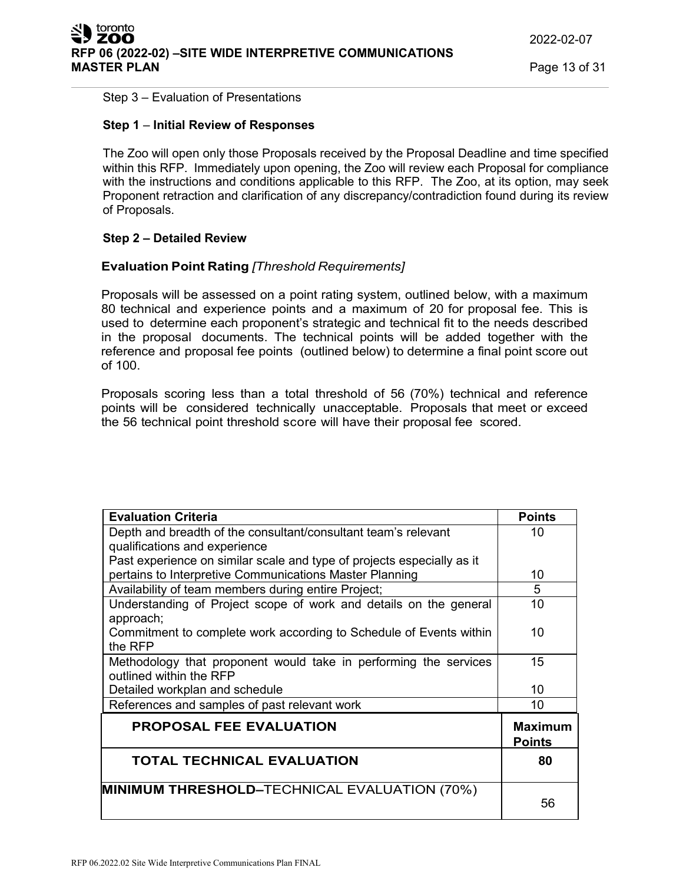Step 3 – Evaluation of Presentations

**Step 1 – Initial Review of Responses**

The Zoo will open only those Proposals received by the Proposal Deadline and time specified within this RFP. Immediately upon opening, the Zoo will review each Proposal for compliance with the instructions and conditions applicable to this RFP. The Zoo, at its option, may seek Proponent retraction and clarification of any discrepancy/contradiction found during its review of Proposals.

**Step 2 – Detailed Review**

**Evaluation Point Rating** *[Threshold Requirements]*

Proposals will be assessed on a point rating system, outlined below, with a maximum 80 technical and experience points and a maximum of 20 for proposal fee. This is used to determine each proponent's strategic and technical fit to the needs described in the proposal documents. The technical points will be added together with the reference and proposal fee points (outlined below) to determine a final point score out of 100.

Proposals scoring less than a total threshold of 56 (70%) technical and reference points will be considered technically unacceptable. Proposals that meet or exceed the 56 technical point threshold score will have their proposal fee scored.

| Evaluation Criteria | Points |
|---|---|
| Depth and breadth of the consultant/consultant team's relevant qualifications and experience | 10 |
| Past experience on similar scale and type of projects especially as it pertains to Interpretive Communications Master Planning | 10 |
| Availability of team members during entire Project; | 5 |
| Understanding of Project scope of work and details on the general approach; | 10 |
| Commitment to complete work according to Schedule of Events within the RFP | 10 |
| Methodology that proponent would take in performing the services outlined within the RFP | 15 |
| Detailed workplan and schedule | 10 |
| References and samples of past relevant work | 10 |
| **PROPOSAL FEE EVALUATION** | **Maximum Points** |
| **TOTAL TECHNICAL EVALUATION** | **80** |
| **MINIMUM THRESHOLD–**TECHNICAL EVALUATION (70%) | 56 |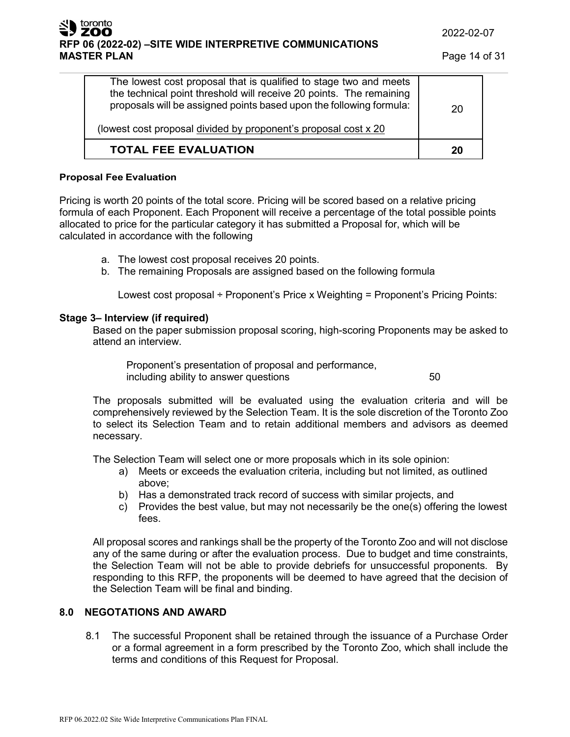| | |
|---|---|
| The lowest cost proposal that is qualified to stage two and meets the technical point threshold will receive 20 points. The remaining proposals will be assigned points based upon the following formula:<br><br>(lowest cost proposal divided by proponent's proposal cost x 20 | 20 |
| **TOTAL FEE EVALUATION** | **20** |

**Proposal Fee Evaluation**

Pricing is worth 20 points of the total score. Pricing will be scored based on a relative pricing formula of each Proponent. Each Proponent will receive a percentage of the total possible points allocated to price for the particular category it has submitted a Proposal for, which will be calculated in accordance with the following

a. The lowest cost proposal receives 20 points.
b. The remaining Proposals are assigned based on the following formula

   Lowest cost proposal ÷ Proponent's Price x Weighting = Proponent's Pricing Points:

**Stage 3– Interview (if required)**

Based on the paper submission proposal scoring, high-scoring Proponents may be asked to attend an interview.

| | |
|---|---|
| Proponent's presentation of proposal and performance, including ability to answer questions | 50 |

The proposals submitted will be evaluated using the evaluation criteria and will be comprehensively reviewed by the Selection Team. It is the sole discretion of the Toronto Zoo to select its Selection Team and to retain additional members and advisors as deemed necessary.

The Selection Team will select one or more proposals which in its sole opinion:

a) Meets or exceeds the evaluation criteria, including but not limited, as outlined above;
b) Has a demonstrated track record of success with similar projects, and
c) Provides the best value, but may not necessarily be the one(s) offering the lowest fees.

All proposal scores and rankings shall be the property of the Toronto Zoo and will not disclose any of the same during or after the evaluation process. Due to budget and time constraints, the Selection Team will not be able to provide debriefs for unsuccessful proponents. By responding to this RFP, the proponents will be deemed to have agreed that the decision of the Selection Team will be final and binding.

## 8.0 NEGOTATIONS AND AWARD

8.1 The successful Proponent shall be retained through the issuance of a Purchase Order or a formal agreement in a form prescribed by the Toronto Zoo, which shall include the terms and conditions of this Request for Proposal.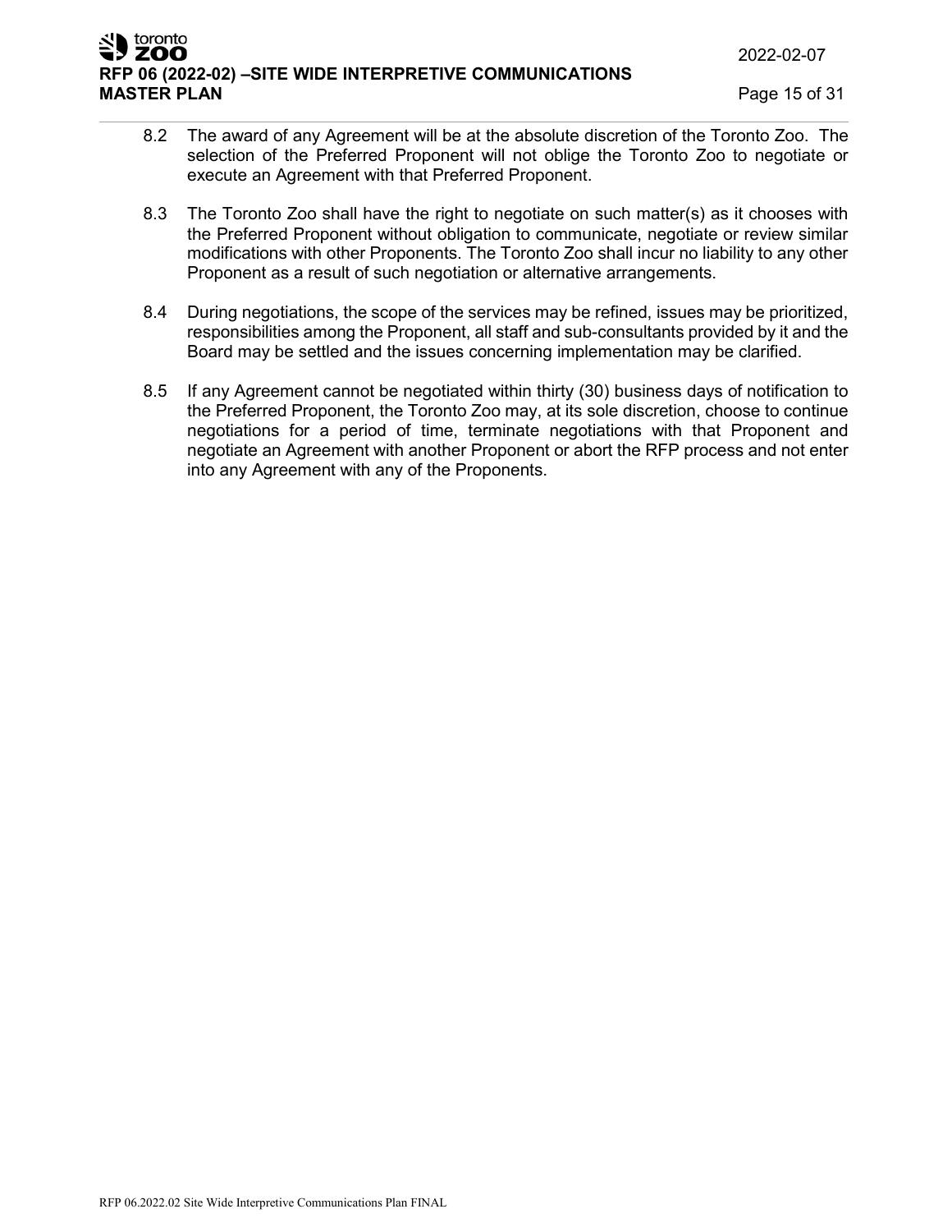8.2 The award of any Agreement will be at the absolute discretion of the Toronto Zoo. The selection of the Preferred Proponent will not oblige the Toronto Zoo to negotiate or execute an Agreement with that Preferred Proponent.

8.3 The Toronto Zoo shall have the right to negotiate on such matter(s) as it chooses with the Preferred Proponent without obligation to communicate, negotiate or review similar modifications with other Proponents. The Toronto Zoo shall incur no liability to any other Proponent as a result of such negotiation or alternative arrangements.

8.4 During negotiations, the scope of the services may be refined, issues may be prioritized, responsibilities among the Proponent, all staff and sub-consultants provided by it and the Board may be settled and the issues concerning implementation may be clarified.

8.5 If any Agreement cannot be negotiated within thirty (30) business days of notification to the Preferred Proponent, the Toronto Zoo may, at its sole discretion, choose to continue negotiations for a period of time, terminate negotiations with that Proponent and negotiate an Agreement with another Proponent or abort the RFP process and not enter into any Agreement with any of the Proponents.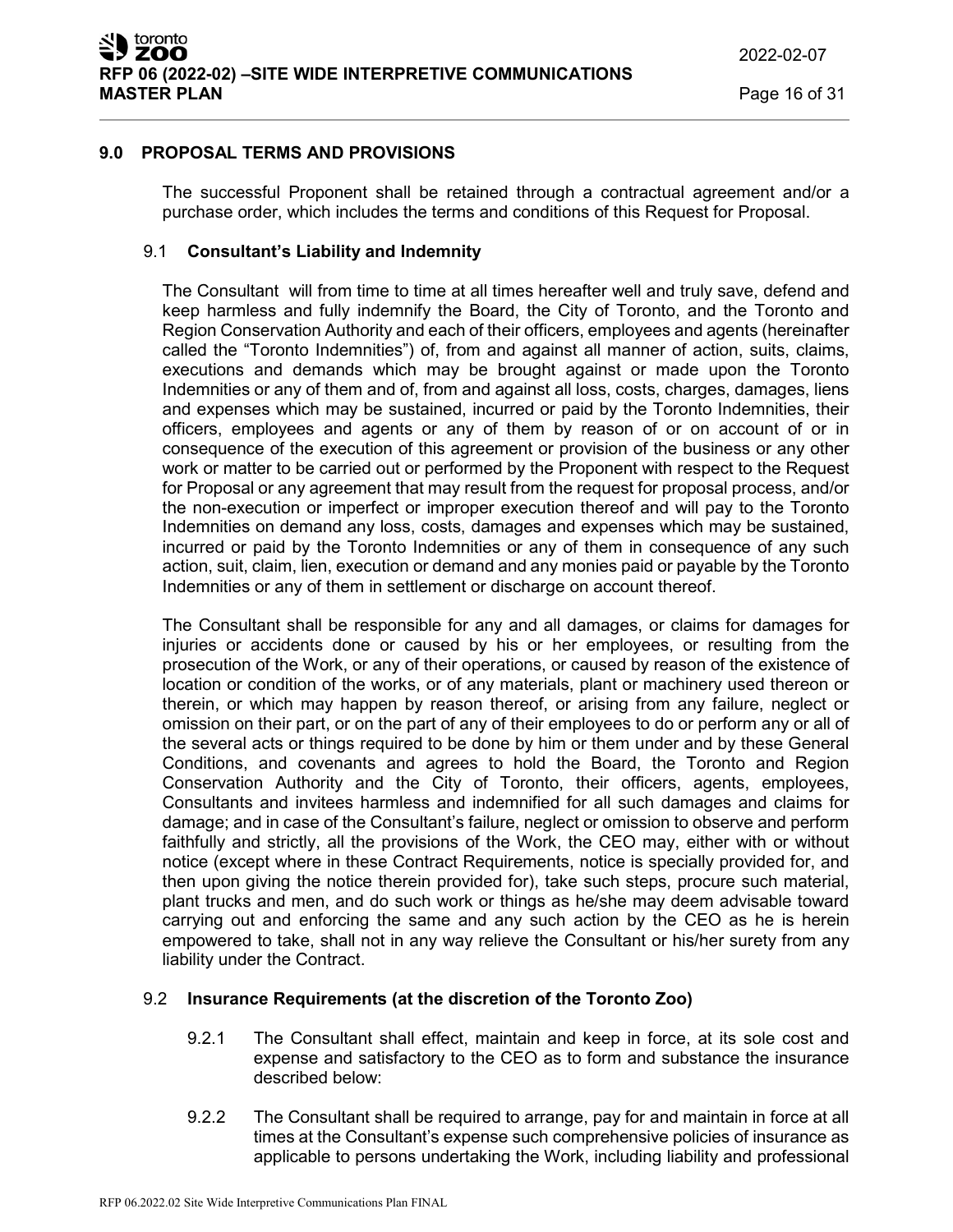## 9.0 PROPOSAL TERMS AND PROVISIONS

The successful Proponent shall be retained through a contractual agreement and/or a purchase order, which includes the terms and conditions of this Request for Proposal.

### 9.1 Consultant's Liability and Indemnity

The Consultant will from time to time at all times hereafter well and truly save, defend and keep harmless and fully indemnify the Board, the City of Toronto, and the Toronto and Region Conservation Authority and each of their officers, employees and agents (hereinafter called the "Toronto Indemnities") of, from and against all manner of action, suits, claims, executions and demands which may be brought against or made upon the Toronto Indemnities or any of them and of, from and against all loss, costs, charges, damages, liens and expenses which may be sustained, incurred or paid by the Toronto Indemnities, their officers, employees and agents or any of them by reason of or on account of or in consequence of the execution of this agreement or provision of the business or any other work or matter to be carried out or performed by the Proponent with respect to the Request for Proposal or any agreement that may result from the request for proposal process, and/or the non-execution or imperfect or improper execution thereof and will pay to the Toronto Indemnities on demand any loss, costs, damages and expenses which may be sustained, incurred or paid by the Toronto Indemnities or any of them in consequence of any such action, suit, claim, lien, execution or demand and any monies paid or payable by the Toronto Indemnities or any of them in settlement or discharge on account thereof.

The Consultant shall be responsible for any and all damages, or claims for damages for injuries or accidents done or caused by his or her employees, or resulting from the prosecution of the Work, or any of their operations, or caused by reason of the existence of location or condition of the works, or of any materials, plant or machinery used thereon or therein, or which may happen by reason thereof, or arising from any failure, neglect or omission on their part, or on the part of any of their employees to do or perform any or all of the several acts or things required to be done by him or them under and by these General Conditions, and covenants and agrees to hold the Board, the Toronto and Region Conservation Authority and the City of Toronto, their officers, agents, employees, Consultants and invitees harmless and indemnified for all such damages and claims for damage; and in case of the Consultant's failure, neglect or omission to observe and perform faithfully and strictly, all the provisions of the Work, the CEO may, either with or without notice (except where in these Contract Requirements, notice is specially provided for, and then upon giving the notice therein provided for), take such steps, procure such material, plant trucks and men, and do such work or things as he/she may deem advisable toward carrying out and enforcing the same and any such action by the CEO as he is herein empowered to take, shall not in any way relieve the Consultant or his/her surety from any liability under the Contract.

### 9.2 Insurance Requirements (at the discretion of the Toronto Zoo)

9.2.1 The Consultant shall effect, maintain and keep in force, at its sole cost and expense and satisfactory to the CEO as to form and substance the insurance described below:

9.2.2 The Consultant shall be required to arrange, pay for and maintain in force at all times at the Consultant's expense such comprehensive policies of insurance as applicable to persons undertaking the Work, including liability and professional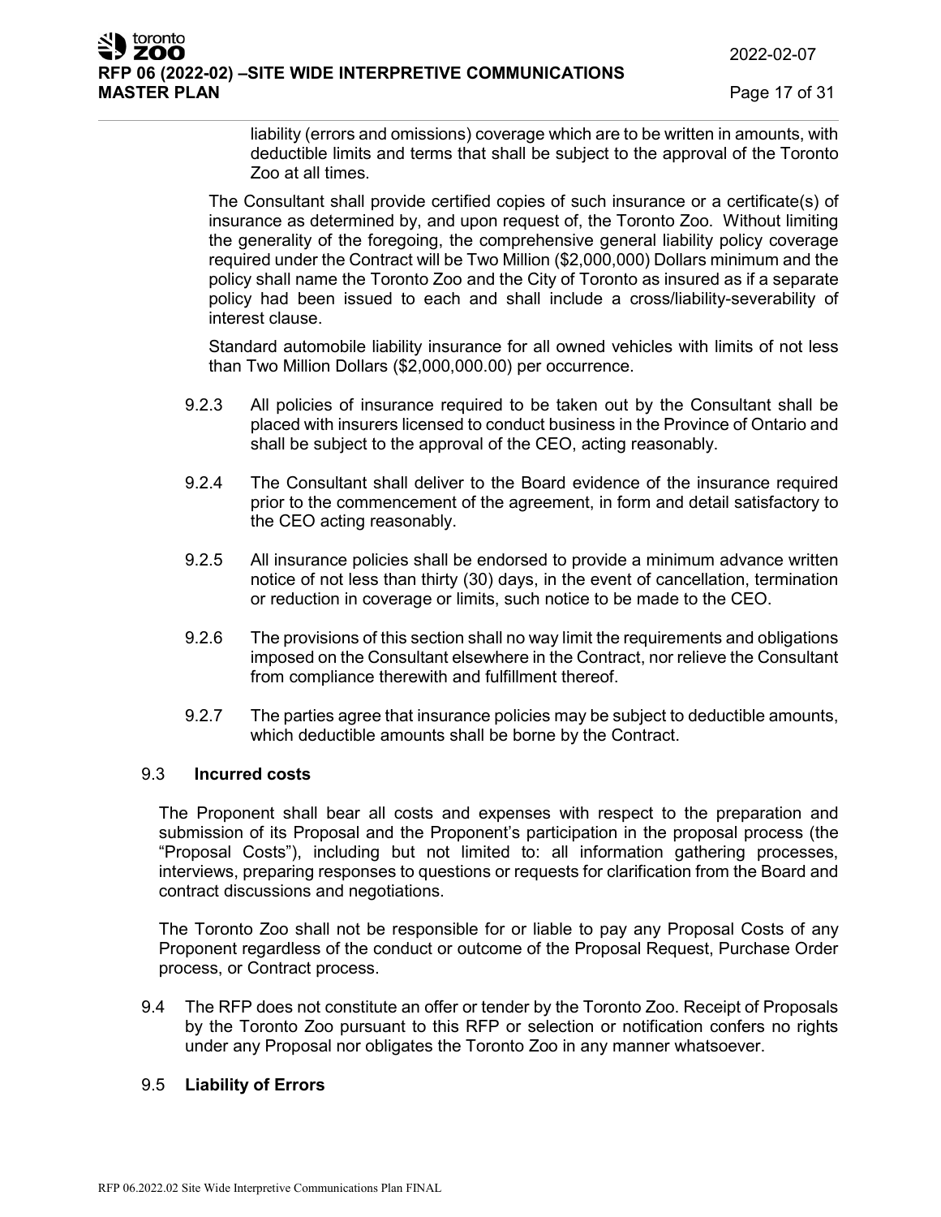liability (errors and omissions) coverage which are to be written in amounts, with deductible limits and terms that shall be subject to the approval of the Toronto Zoo at all times.

The Consultant shall provide certified copies of such insurance or a certificate(s) of insurance as determined by, and upon request of, the Toronto Zoo. Without limiting the generality of the foregoing, the comprehensive general liability policy coverage required under the Contract will be Two Million ($2,000,000) Dollars minimum and the policy shall name the Toronto Zoo and the City of Toronto as insured as if a separate policy had been issued to each and shall include a cross/liability-severability of interest clause.

Standard automobile liability insurance for all owned vehicles with limits of not less than Two Million Dollars ($2,000,000.00) per occurrence.

9.2.3 All policies of insurance required to be taken out by the Consultant shall be placed with insurers licensed to conduct business in the Province of Ontario and shall be subject to the approval of the CEO, acting reasonably.

9.2.4 The Consultant shall deliver to the Board evidence of the insurance required prior to the commencement of the agreement, in form and detail satisfactory to the CEO acting reasonably.

9.2.5 All insurance policies shall be endorsed to provide a minimum advance written notice of not less than thirty (30) days, in the event of cancellation, termination or reduction in coverage or limits, such notice to be made to the CEO.

9.2.6 The provisions of this section shall no way limit the requirements and obligations imposed on the Consultant elsewhere in the Contract, nor relieve the Consultant from compliance therewith and fulfillment thereof.

9.2.7 The parties agree that insurance policies may be subject to deductible amounts, which deductible amounts shall be borne by the Contract.

### 9.3 **Incurred costs**

The Proponent shall bear all costs and expenses with respect to the preparation and submission of its Proposal and the Proponent's participation in the proposal process (the "Proposal Costs"), including but not limited to: all information gathering processes, interviews, preparing responses to questions or requests for clarification from the Board and contract discussions and negotiations.

The Toronto Zoo shall not be responsible for or liable to pay any Proposal Costs of any Proponent regardless of the conduct or outcome of the Proposal Request, Purchase Order process, or Contract process.

9.4 The RFP does not constitute an offer or tender by the Toronto Zoo. Receipt of Proposals by the Toronto Zoo pursuant to this RFP or selection or notification confers no rights under any Proposal nor obligates the Toronto Zoo in any manner whatsoever.

### 9.5 **Liability of Errors**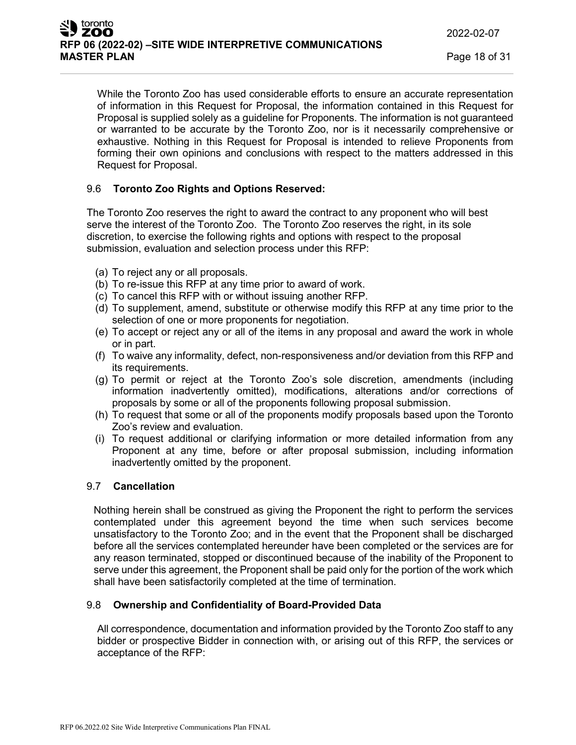While the Toronto Zoo has used considerable efforts to ensure an accurate representation of information in this Request for Proposal, the information contained in this Request for Proposal is supplied solely as a guideline for Proponents. The information is not guaranteed or warranted to be accurate by the Toronto Zoo, nor is it necessarily comprehensive or exhaustive. Nothing in this Request for Proposal is intended to relieve Proponents from forming their own opinions and conclusions with respect to the matters addressed in this Request for Proposal.

### 9.6 Toronto Zoo Rights and Options Reserved:

The Toronto Zoo reserves the right to award the contract to any proponent who will best serve the interest of the Toronto Zoo. The Toronto Zoo reserves the right, in its sole discretion, to exercise the following rights and options with respect to the proposal submission, evaluation and selection process under this RFP:

(a) To reject any or all proposals.
(b) To re-issue this RFP at any time prior to award of work.
(c) To cancel this RFP with or without issuing another RFP.
(d) To supplement, amend, substitute or otherwise modify this RFP at any time prior to the selection of one or more proponents for negotiation.
(e) To accept or reject any or all of the items in any proposal and award the work in whole or in part.
(f) To waive any informality, defect, non-responsiveness and/or deviation from this RFP and its requirements.
(g) To permit or reject at the Toronto Zoo's sole discretion, amendments (including information inadvertently omitted), modifications, alterations and/or corrections of proposals by some or all of the proponents following proposal submission.
(h) To request that some or all of the proponents modify proposals based upon the Toronto Zoo's review and evaluation.
(i) To request additional or clarifying information or more detailed information from any Proponent at any time, before or after proposal submission, including information inadvertently omitted by the proponent.

### 9.7 Cancellation

Nothing herein shall be construed as giving the Proponent the right to perform the services contemplated under this agreement beyond the time when such services become unsatisfactory to the Toronto Zoo; and in the event that the Proponent shall be discharged before all the services contemplated hereunder have been completed or the services are for any reason terminated, stopped or discontinued because of the inability of the Proponent to serve under this agreement, the Proponent shall be paid only for the portion of the work which shall have been satisfactorily completed at the time of termination.

### 9.8 Ownership and Confidentiality of Board-Provided Data

All correspondence, documentation and information provided by the Toronto Zoo staff to any bidder or prospective Bidder in connection with, or arising out of this RFP, the services or acceptance of the RFP: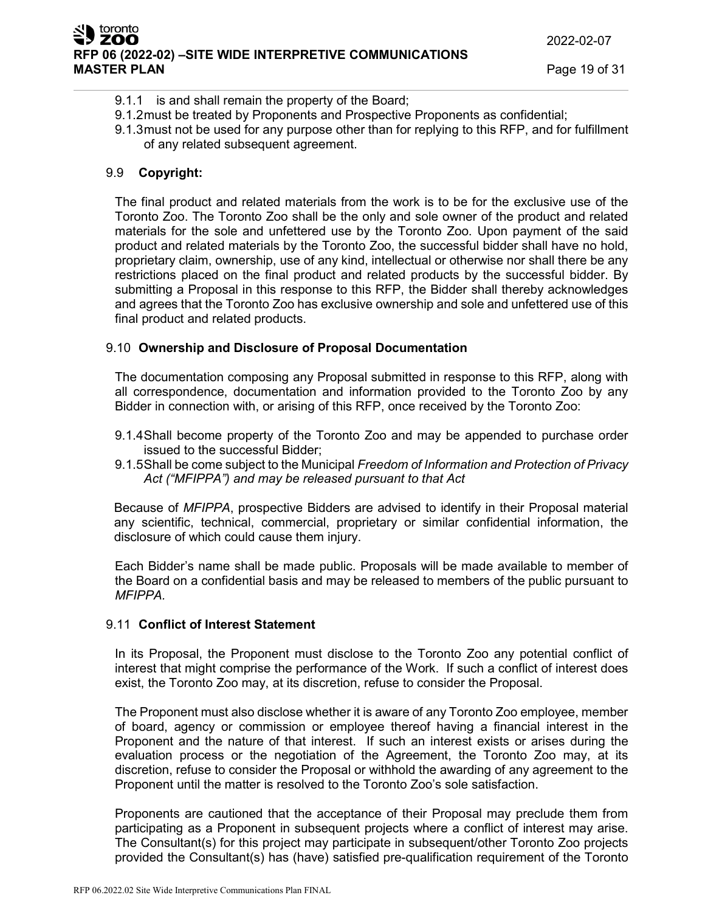9.1.1 is and shall remain the property of the Board;
9.1.2 must be treated by Proponents and Prospective Proponents as confidential;
9.1.3 must not be used for any purpose other than for replying to this RFP, and for fulfillment of any related subsequent agreement.

### 9.9 Copyright:

The final product and related materials from the work is to be for the exclusive use of the Toronto Zoo. The Toronto Zoo shall be the only and sole owner of the product and related materials for the sole and unfettered use by the Toronto Zoo. Upon payment of the said product and related materials by the Toronto Zoo, the successful bidder shall have no hold, proprietary claim, ownership, use of any kind, intellectual or otherwise nor shall there be any restrictions placed on the final product and related products by the successful bidder. By submitting a Proposal in this response to this RFP, the Bidder shall thereby acknowledges and agrees that the Toronto Zoo has exclusive ownership and sole and unfettered use of this final product and related products.

### 9.10 Ownership and Disclosure of Proposal Documentation

The documentation composing any Proposal submitted in response to this RFP, along with all correspondence, documentation and information provided to the Toronto Zoo by any Bidder in connection with, or arising of this RFP, once received by the Toronto Zoo:

9.1.4 Shall become property of the Toronto Zoo and may be appended to purchase order issued to the successful Bidder;
9.1.5 Shall be come subject to the Municipal *Freedom of Information and Protection of Privacy Act ("MFIPPA") and may be released pursuant to that Act*

Because of *MFIPPA*, prospective Bidders are advised to identify in their Proposal material any scientific, technical, commercial, proprietary or similar confidential information, the disclosure of which could cause them injury.

Each Bidder's name shall be made public. Proposals will be made available to member of the Board on a confidential basis and may be released to members of the public pursuant to *MFIPPA.*

### 9.11 Conflict of Interest Statement

In its Proposal, the Proponent must disclose to the Toronto Zoo any potential conflict of interest that might comprise the performance of the Work. If such a conflict of interest does exist, the Toronto Zoo may, at its discretion, refuse to consider the Proposal.

The Proponent must also disclose whether it is aware of any Toronto Zoo employee, member of board, agency or commission or employee thereof having a financial interest in the Proponent and the nature of that interest. If such an interest exists or arises during the evaluation process or the negotiation of the Agreement, the Toronto Zoo may, at its discretion, refuse to consider the Proposal or withhold the awarding of any agreement to the Proponent until the matter is resolved to the Toronto Zoo's sole satisfaction.

Proponents are cautioned that the acceptance of their Proposal may preclude them from participating as a Proponent in subsequent projects where a conflict of interest may arise. The Consultant(s) for this project may participate in subsequent/other Toronto Zoo projects provided the Consultant(s) has (have) satisfied pre-qualification requirement of the Toronto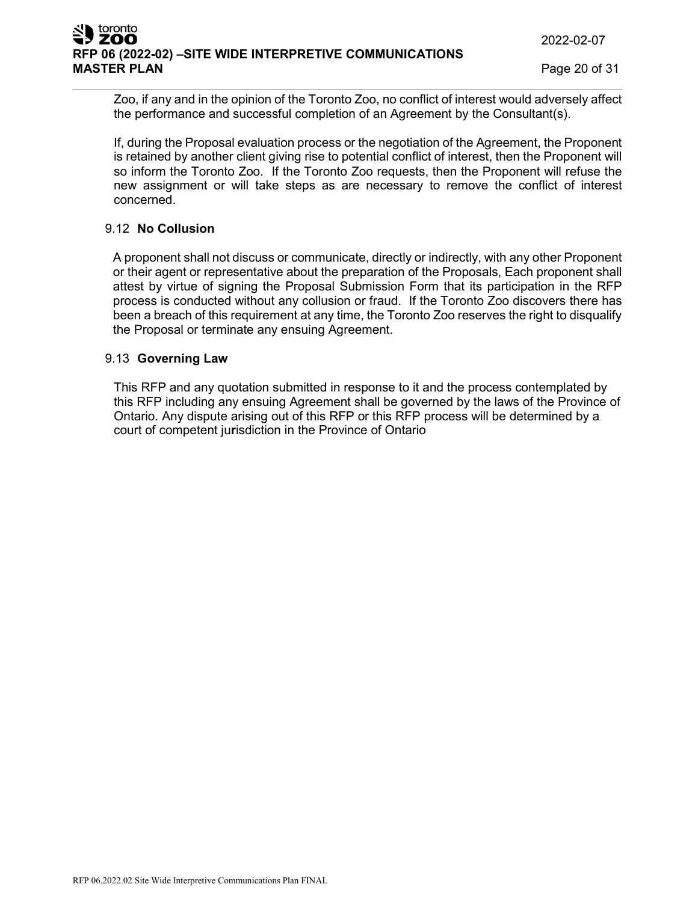Zoo, if any and in the opinion of the Toronto Zoo, no conflict of interest would adversely affect the performance and successful completion of an Agreement by the Consultant(s).

If, during the Proposal evaluation process or the negotiation of the Agreement, the Proponent is retained by another client giving rise to potential conflict of interest, then the Proponent will so inform the Toronto Zoo. If the Toronto Zoo requests, then the Proponent will refuse the new assignment or will take steps as are necessary to remove the conflict of interest concerned.

### 9.12 **No Collusion**

A proponent shall not discuss or communicate, directly or indirectly, with any other Proponent or their agent or representative about the preparation of the Proposals, Each proponent shall attest by virtue of signing the Proposal Submission Form that its participation in the RFP process is conducted without any collusion or fraud. If the Toronto Zoo discovers there has been a breach of this requirement at any time, the Toronto Zoo reserves the right to disqualify the Proposal or terminate any ensuing Agreement.

### 9.13 **Governing Law**

This RFP and any quotation submitted in response to it and the process contemplated by this RFP including any ensuing Agreement shall be governed by the laws of the Province of Ontario. Any dispute arising out of this RFP or this RFP process will be determined by a court of competent jurisdiction in the Province of Ontario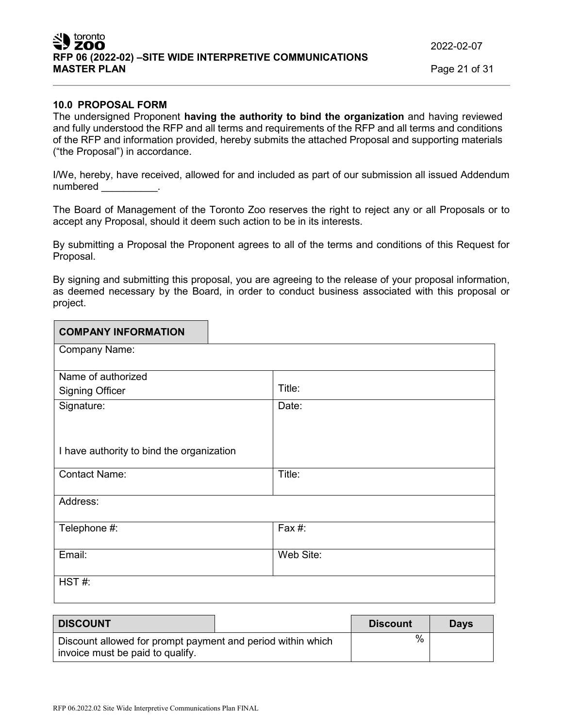## 10.0 PROPOSAL FORM

The undersigned Proponent **having the authority to bind the organization** and having reviewed and fully understood the RFP and all terms and requirements of the RFP and all terms and conditions of the RFP and information provided, hereby submits the attached Proposal and supporting materials ("the Proposal") in accordance.

I/We, hereby, have received, allowed for and included as part of our submission all issued Addendum numbered __________.

The Board of Management of the Toronto Zoo reserves the right to reject any or all Proposals or to accept any Proposal, should it deem such action to be in its interests.

By submitting a Proposal the Proponent agrees to all of the terms and conditions of this Request for Proposal.

By signing and submitting this proposal, you are agreeing to the release of your proposal information, as deemed necessary by the Board, in order to conduct business associated with this proposal or project.

| **COMPANY INFORMATION** | |
|---|---|
| Company Name: | |
| Name of authorized Signing Officer | Title: |
| Signature:<br><br>I have authority to bind the organization | Date: |
| Contact Name: | Title: |
| Address: | |
| Telephone #: | Fax #: |
| Email: | Web Site: |
| HST #: | |

| **DISCOUNT** | **Discount** | **Days** |
|---|---|---|
| Discount allowed for prompt payment and period within which invoice must be paid to qualify. | % | |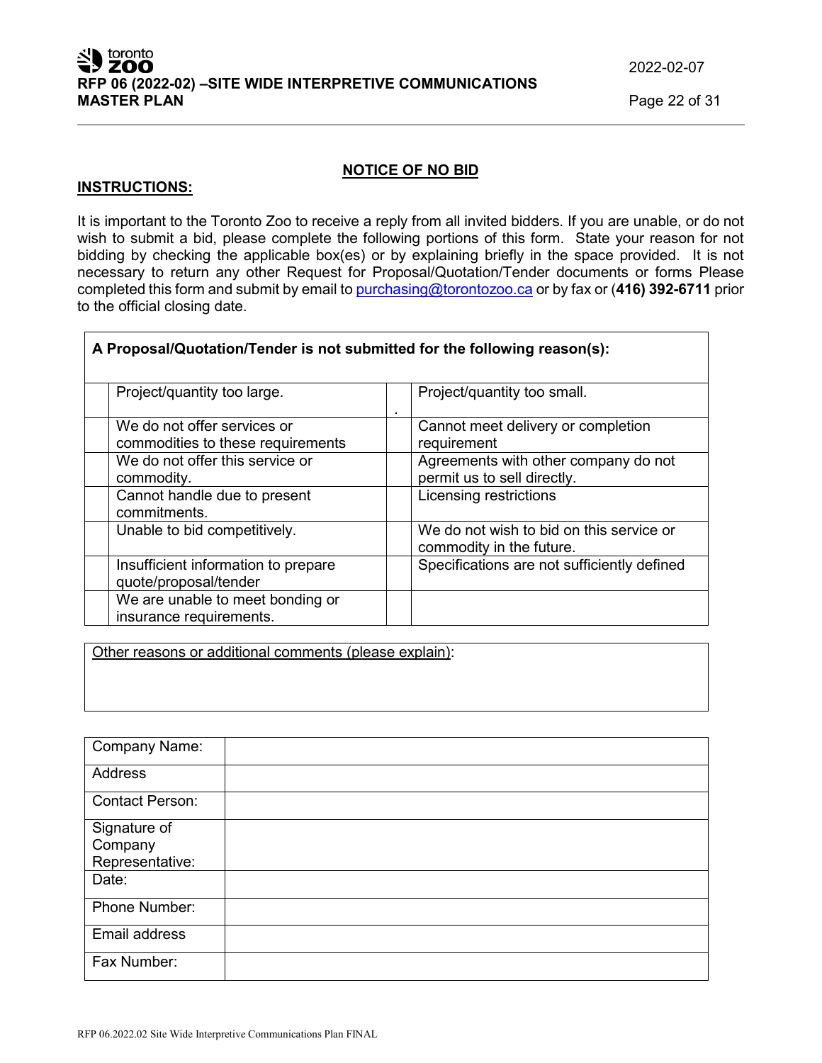## NOTICE OF NO BID

**INSTRUCTIONS:**

It is important to the Toronto Zoo to receive a reply from all invited bidders. If you are unable, or do not wish to submit a bid, please complete the following portions of this form. State your reason for not bidding by checking the applicable box(es) or by explaining briefly in the space provided. It is not necessary to return any other Request for Proposal/Quotation/Tender documents or forms Please completed this form and submit by email to purchasing@torontozoo.ca or by fax or (**416) 392-6711** prior to the official closing date.

| **A Proposal/Quotation/Tender is not submitted for the following reason(s):** | | | |
|---|---|---|---|
| | Project/quantity too large. | . | Project/quantity too small. |
| | We do not offer services or commodities to these requirements | | Cannot meet delivery or completion requirement |
| | We do not offer this service or commodity. | | Agreements with other company do not permit us to sell directly. |
| | Cannot handle due to present commitments. | | Licensing restrictions |
| | Unable to bid competitively. | | We do not wish to bid on this service or commodity in the future. |
| | Insufficient information to prepare quote/proposal/tender | | Specifications are not sufficiently defined |
| | We are unable to meet bonding or insurance requirements. | | |

| Other reasons or additional comments (please explain): |
|---|
| |

| | |
|---|---|
| Company Name: | |
| Address | |
| Contact Person: | |
| Signature of Company Representative: | |
| Date: | |
| Phone Number: | |
| Email address | |
| Fax Number: | |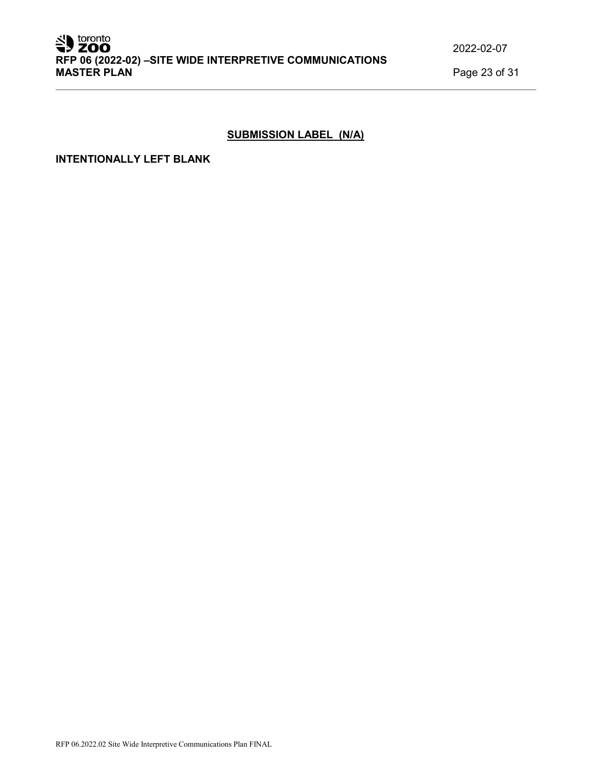## SUBMISSION LABEL (N/A)

**INTENTIONALLY LEFT BLANK**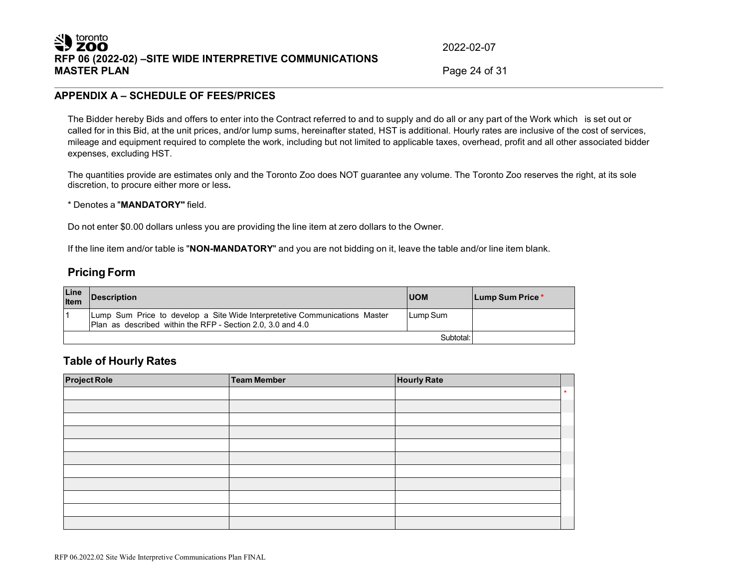## APPENDIX A – SCHEDULE OF FEES/PRICES

The Bidder hereby Bids and offers to enter into the Contract referred to and to supply and do all or any part of the Work which is set out or called for in this Bid, at the unit prices, and/or lump sums, hereinafter stated, HST is additional. Hourly rates are inclusive of the cost of services, mileage and equipment required to complete the work, including but not limited to applicable taxes, overhead, profit and all other associated bidder expenses, excluding HST.

The quantities provide are estimates only and the Toronto Zoo does NOT guarantee any volume. The Toronto Zoo reserves the right, at its sole discretion, to procure either more or less**.**

* Denotes a "**MANDATORY"** field.

Do not enter $0.00 dollars unless you are providing the line item at zero dollars to the Owner.

If the line item and/or table is "**NON-MANDATORY**" and you are not bidding on it, leave the table and/or line item blank.

### Pricing Form

| Line Item | Description | UOM | Lump Sum Price * |
|---|---|---|---|
| 1 | Lump Sum Price to develop a Site Wide Interpretetive Communications Master Plan as described within the RFP - Section 2.0, 3.0 and 4.0 | Lump Sum | |
| | | Subtotal: | |

### Table of Hourly Rates

| Project Role | Team Member | Hourly Rate | |
|---|---|---|---|
| | | | * |
| | | | |
| | | | |
| | | | |
| | | | |
| | | | |
| | | | |
| | | | |
| | | | |
| | | | |
| | | | |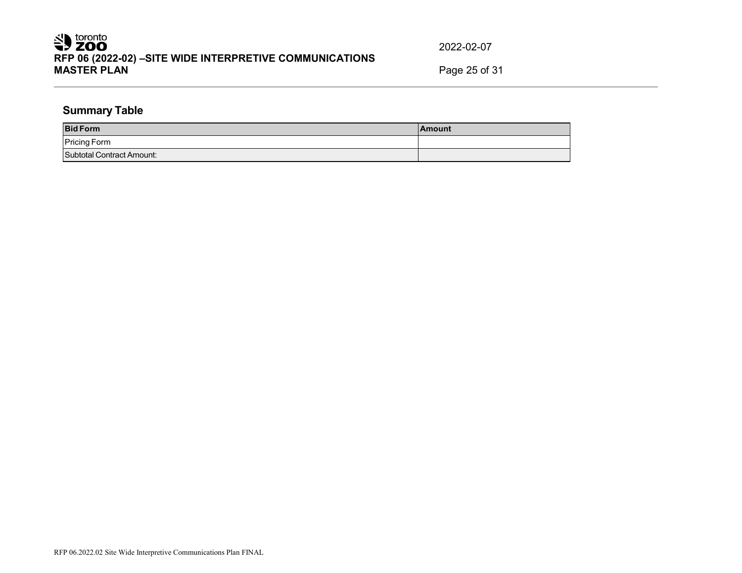## Summary Table

| Bid Form | Amount |
| --- | --- |
| Pricing Form | |
| Subtotal Contract Amount: | |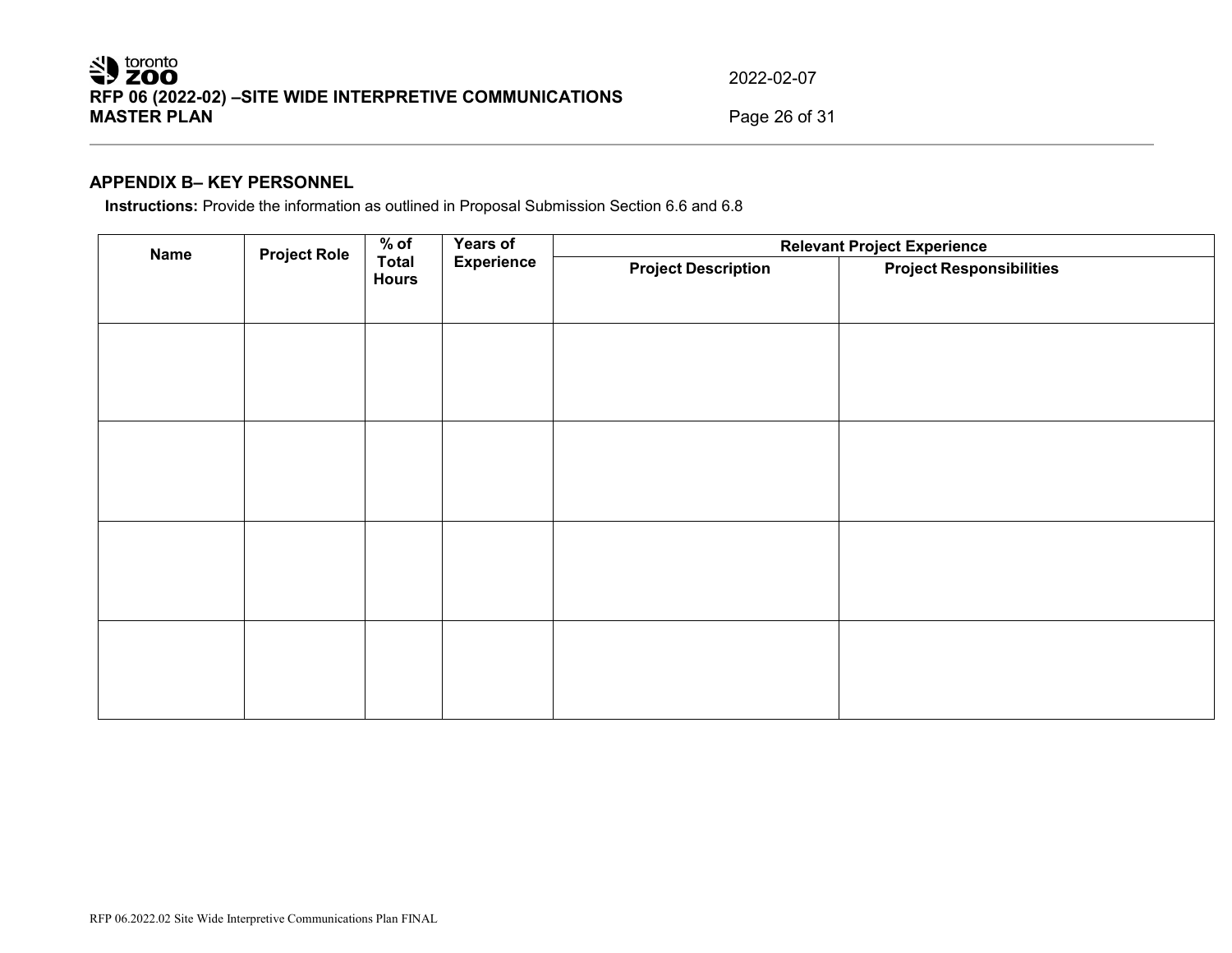## APPENDIX B– KEY PERSONNEL

**Instructions:** Provide the information as outlined in Proposal Submission Section 6.6 and 6.8

| Name | Project Role | % of Total Hours | Years of Experience | Relevant Project Experience | |
|---|---|---|---|---|---|
| | | | | Project Description | Project Responsibilities |
| | | | | | |
| | | | | | |
| | | | | | |
| | | | | | |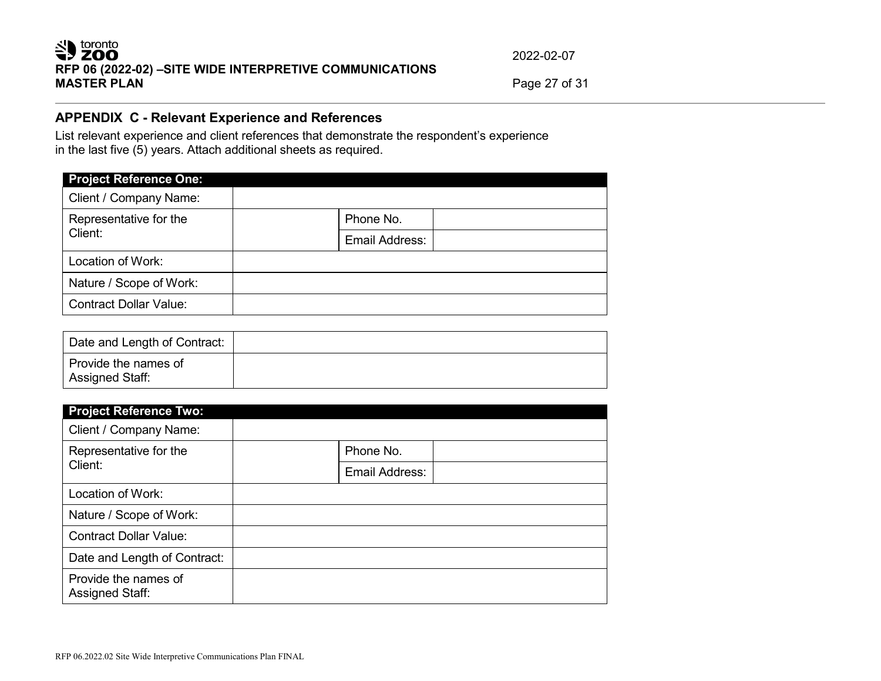## APPENDIX C - Relevant Experience and References

List relevant experience and client references that demonstrate the respondent's experience in the last five (5) years. Attach additional sheets as required.

| Project Reference One: | | | |
|---|---|---|---|
| Client / Company Name: | | | |
| Representative for the Client: | | Phone No. | |
| | | Email Address: | |
| Location of Work: | | | |
| Nature / Scope of Work: | | | |
| Contract Dollar Value: | | | |
| Date and Length of Contract: | | | |
| Provide the names of Assigned Staff: | | | |

| Project Reference Two: | | | |
|---|---|---|---|
| Client / Company Name: | | | |
| Representative for the Client: | | Phone No. | |
| | | Email Address: | |
| Location of Work: | | | |
| Nature / Scope of Work: | | | |
| Contract Dollar Value: | | | |
| Date and Length of Contract: | | | |
| Provide the names of Assigned Staff: | | | |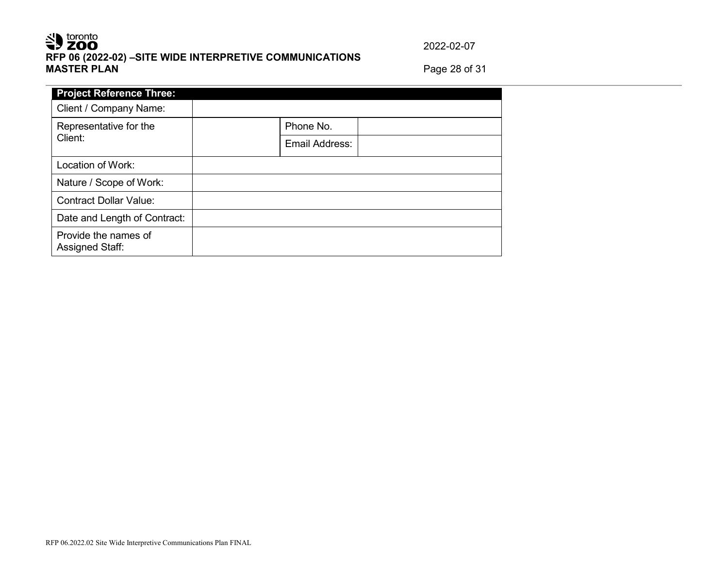| Project Reference Three: | | | |
|---|---|---|---|
| Client / Company Name: | | | |
| Representative for the Client: | | Phone No. | |
| | | Email Address: | |
| Location of Work: | | | |
| Nature / Scope of Work: | | | |
| Contract Dollar Value: | | | |
| Date and Length of Contract: | | | |
| Provide the names of Assigned Staff: | | | |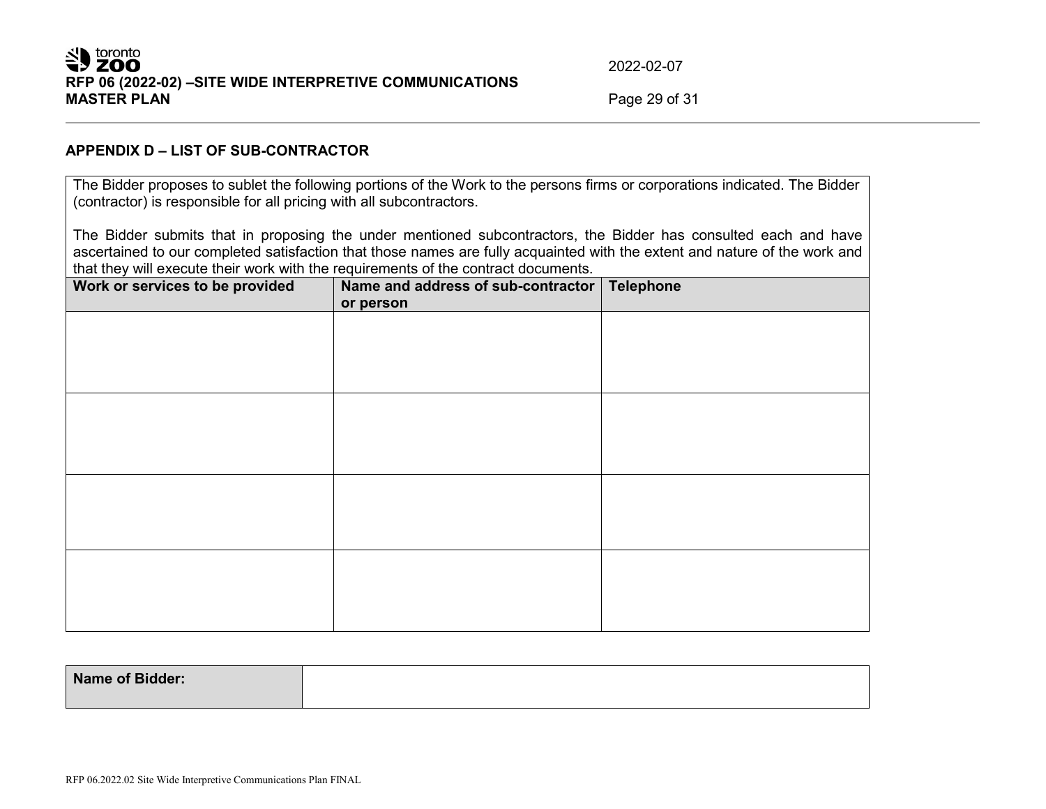## APPENDIX D – LIST OF SUB-CONTRACTOR

The Bidder proposes to sublet the following portions of the Work to the persons firms or corporations indicated. The Bidder (contractor) is responsible for all pricing with all subcontractors.

The Bidder submits that in proposing the under mentioned subcontractors, the Bidder has consulted each and have ascertained to our completed satisfaction that those names are fully acquainted with the extent and nature of the work and that they will execute their work with the requirements of the contract documents.

| Work or services to be provided | Name and address of sub-contractor or person | Telephone |
|---|---|---|
| | | |
| | | |
| | | |
| | | |

| Name of Bidder: | |
|---|---|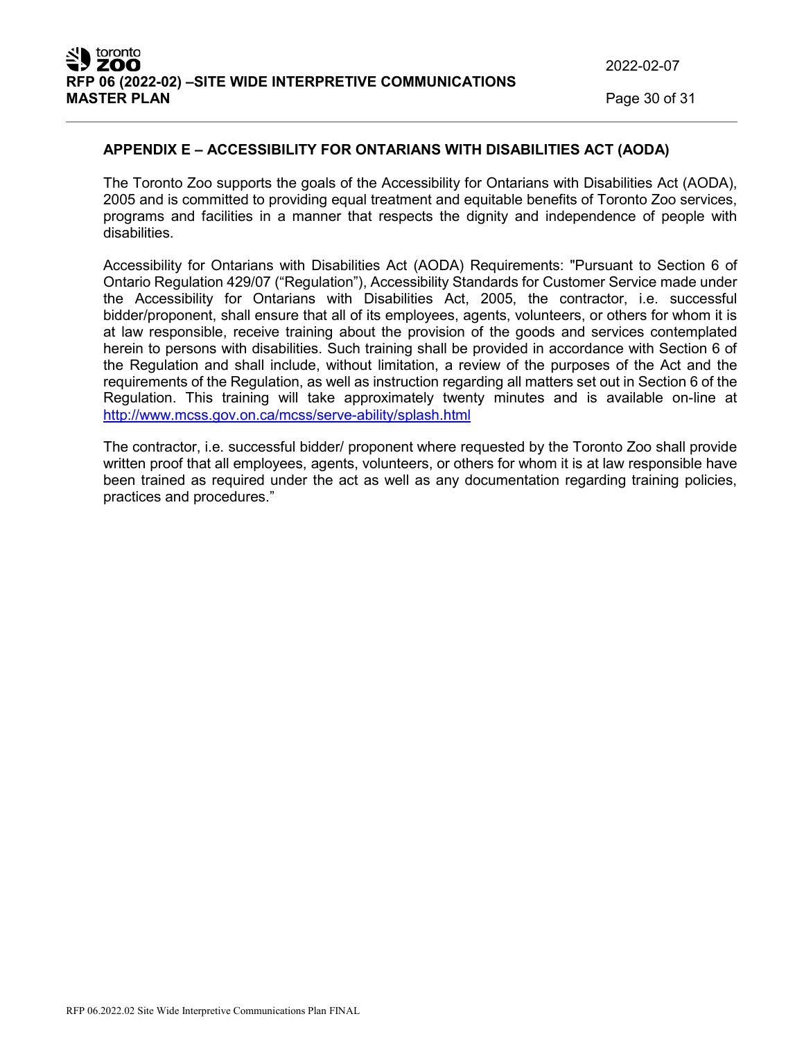## APPENDIX E – ACCESSIBILITY FOR ONTARIANS WITH DISABILITIES ACT (AODA)

The Toronto Zoo supports the goals of the Accessibility for Ontarians with Disabilities Act (AODA), 2005 and is committed to providing equal treatment and equitable benefits of Toronto Zoo services, programs and facilities in a manner that respects the dignity and independence of people with disabilities.

Accessibility for Ontarians with Disabilities Act (AODA) Requirements: "Pursuant to Section 6 of Ontario Regulation 429/07 ("Regulation"), Accessibility Standards for Customer Service made under the Accessibility for Ontarians with Disabilities Act, 2005, the contractor, i.e. successful bidder/proponent, shall ensure that all of its employees, agents, volunteers, or others for whom it is at law responsible, receive training about the provision of the goods and services contemplated herein to persons with disabilities. Such training shall be provided in accordance with Section 6 of the Regulation and shall include, without limitation, a review of the purposes of the Act and the requirements of the Regulation, as well as instruction regarding all matters set out in Section 6 of the Regulation. This training will take approximately twenty minutes and is available on-line at [http://www.mcss.gov.on.ca/mcss/serve-ability/splash.html](http://www.mcss.gov.on.ca/mcss/serve-ability/splash.html)

The contractor, i.e. successful bidder/ proponent where requested by the Toronto Zoo shall provide written proof that all employees, agents, volunteers, or others for whom it is at law responsible have been trained as required under the act as well as any documentation regarding training policies, practices and procedures."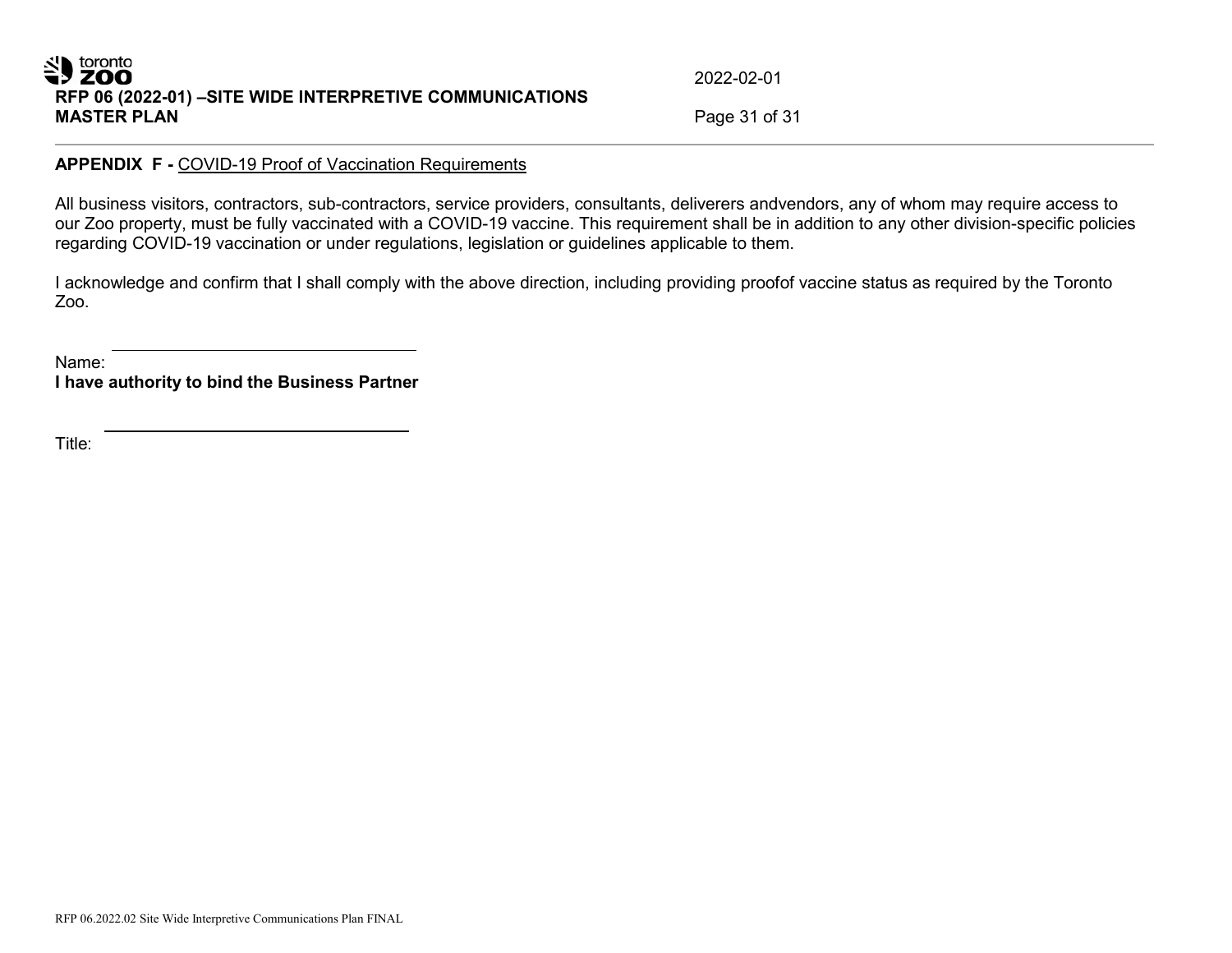**APPENDIX F -** COVID-19 Proof of Vaccination Requirements

All business visitors, contractors, sub-contractors, service providers, consultants, deliverers andvendors, any of whom may require access to our Zoo property, must be fully vaccinated with a COVID-19 vaccine. This requirement shall be in addition to any other division-specific policies regarding COVID-19 vaccination or under regulations, legislation or guidelines applicable to them.

I acknowledge and confirm that I shall comply with the above direction, including providing proofof vaccine status as required by the Toronto Zoo.

Name: ______________________________

**I have authority to bind the Business Partner**

Title: ______________________________